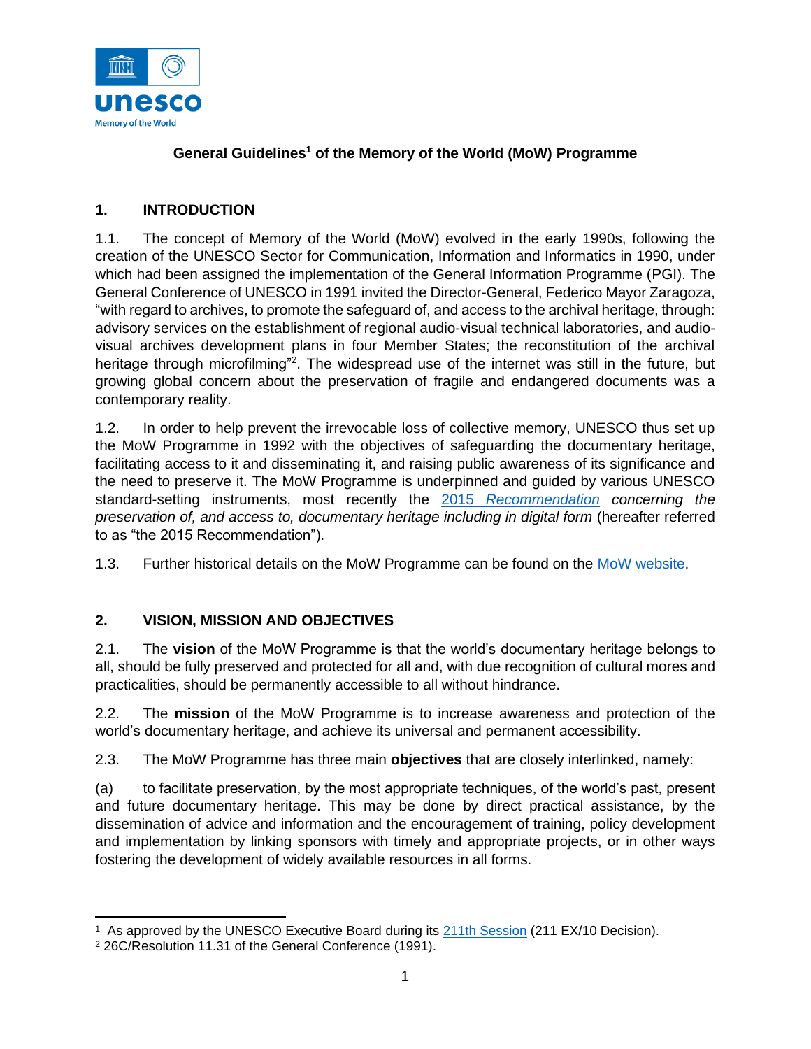# General Guidelines[1] of the Memory of the World (MoW) Programme

## 1. INTRODUCTION

1.1. The concept of Memory of the World (MoW) evolved in the early 1990s, following the creation of the UNESCO Sector for Communication, Information and Informatics in 1990, under which had been assigned the implementation of the General Information Programme (PGI). The General Conference of UNESCO in 1991 invited the Director-General, Federico Mayor Zaragoza, "with regard to archives, to promote the safeguard of, and access to the archival heritage, through: advisory services on the establishment of regional audio-visual technical laboratories, and audio-visual archives development plans in four Member States; the reconstitution of the archival heritage through microfilming"[2]. The widespread use of the internet was still in the future, but growing global concern about the preservation of fragile and endangered documents was a contemporary reality.

1.2. In order to help prevent the irrevocable loss of collective memory, UNESCO thus set up the MoW Programme in 1992 with the objectives of safeguarding the documentary heritage, facilitating access to it and disseminating it, and raising public awareness of its significance and the need to preserve it. The MoW Programme is underpinned and guided by various UNESCO standard-setting instruments, most recently the [2015 *Recommendation*](#) *concerning the preservation of, and access to, documentary heritage including in digital form* (hereafter referred to as "the 2015 Recommendation").

1.3. Further historical details on the MoW Programme can be found on the [MoW website](#).

## 2. VISION, MISSION AND OBJECTIVES

2.1. The **vision** of the MoW Programme is that the world's documentary heritage belongs to all, should be fully preserved and protected for all and, with due recognition of cultural mores and practicalities, should be permanently accessible to all without hindrance.

2.2. The **mission** of the MoW Programme is to increase awareness and protection of the world's documentary heritage, and achieve its universal and permanent accessibility.

2.3. The MoW Programme has three main **objectives** that are closely interlinked, namely:

(a) to facilitate preservation, by the most appropriate techniques, of the world's past, present and future documentary heritage. This may be done by direct practical assistance, by the dissemination of advice and information and the encouragement of training, policy development and implementation by linking sponsors with timely and appropriate projects, or in other ways fostering the development of widely available resources in all forms.

---

[1] As approved by the UNESCO Executive Board during its [211th Session](#) (211 EX/10 Decision).

[2] 26C/Resolution 11.31 of the General Conference (1991).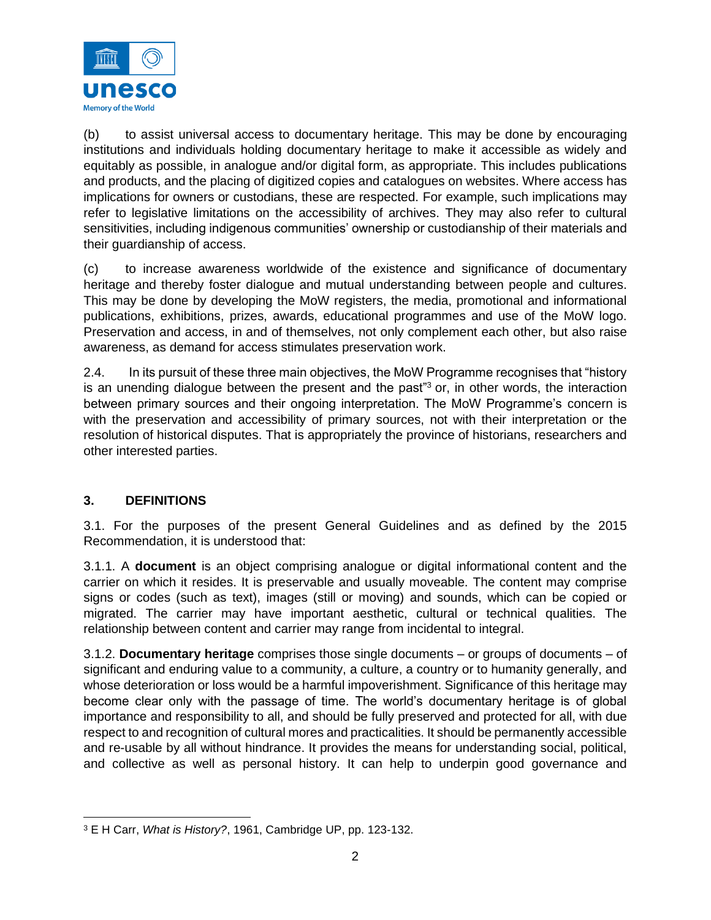(b) to assist universal access to documentary heritage. This may be done by encouraging institutions and individuals holding documentary heritage to make it accessible as widely and equitably as possible, in analogue and/or digital form, as appropriate. This includes publications and products, and the placing of digitized copies and catalogues on websites. Where access has implications for owners or custodians, these are respected. For example, such implications may refer to legislative limitations on the accessibility of archives. They may also refer to cultural sensitivities, including indigenous communities' ownership or custodianship of their materials and their guardianship of access.

(c) to increase awareness worldwide of the existence and significance of documentary heritage and thereby foster dialogue and mutual understanding between people and cultures. This may be done by developing the MoW registers, the media, promotional and informational publications, exhibitions, prizes, awards, educational programmes and use of the MoW logo. Preservation and access, in and of themselves, not only complement each other, but also raise awareness, as demand for access stimulates preservation work.

2.4. In its pursuit of these three main objectives, the MoW Programme recognises that "history is an unending dialogue between the present and the past"[3] or, in other words, the interaction between primary sources and their ongoing interpretation. The MoW Programme's concern is with the preservation and accessibility of primary sources, not with their interpretation or the resolution of historical disputes. That is appropriately the province of historians, researchers and other interested parties.

## 3. DEFINITIONS

3.1. For the purposes of the present General Guidelines and as defined by the 2015 Recommendation, it is understood that:

3.1.1. A **document** is an object comprising analogue or digital informational content and the carrier on which it resides. It is preservable and usually moveable. The content may comprise signs or codes (such as text), images (still or moving) and sounds, which can be copied or migrated. The carrier may have important aesthetic, cultural or technical qualities. The relationship between content and carrier may range from incidental to integral.

3.1.2. **Documentary heritage** comprises those single documents – or groups of documents – of significant and enduring value to a community, a culture, a country or to humanity generally, and whose deterioration or loss would be a harmful impoverishment. Significance of this heritage may become clear only with the passage of time. The world's documentary heritage is of global importance and responsibility to all, and should be fully preserved and protected for all, with due respect to and recognition of cultural mores and practicalities. It should be permanently accessible and re-usable by all without hindrance. It provides the means for understanding social, political, and collective as well as personal history. It can help to underpin good governance and

---

[3] E H Carr, *What is History?*, 1961, Cambridge UP, pp. 123-132.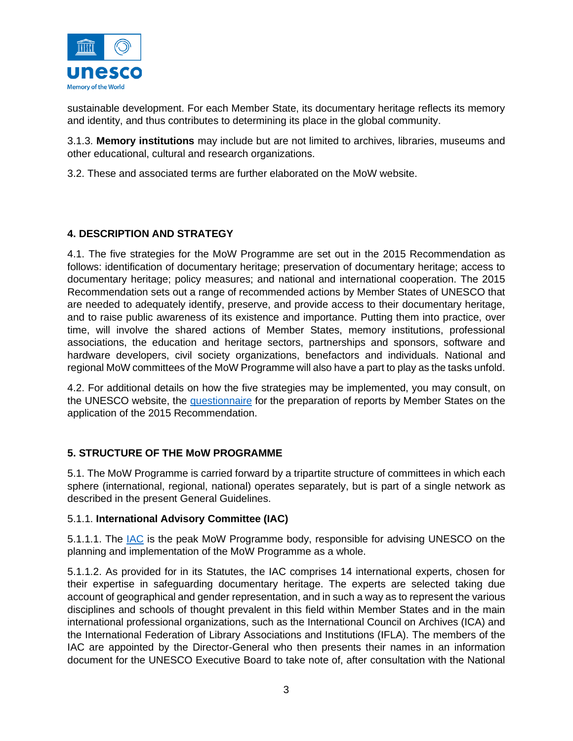sustainable development. For each Member State, its documentary heritage reflects its memory and identity, and thus contributes to determining its place in the global community.

3.1.3. **Memory institutions** may include but are not limited to archives, libraries, museums and other educational, cultural and research organizations.

3.2. These and associated terms are further elaborated on the MoW website.

## 4. DESCRIPTION AND STRATEGY

4.1. The five strategies for the MoW Programme are set out in the 2015 Recommendation as follows: identification of documentary heritage; preservation of documentary heritage; access to documentary heritage; policy measures; and national and international cooperation. The 2015 Recommendation sets out a range of recommended actions by Member States of UNESCO that are needed to adequately identify, preserve, and provide access to their documentary heritage, and to raise public awareness of its existence and importance. Putting them into practice, over time, will involve the shared actions of Member States, memory institutions, professional associations, the education and heritage sectors, partnerships and sponsors, software and hardware developers, civil society organizations, benefactors and individuals. National and regional MoW committees of the MoW Programme will also have a part to play as the tasks unfold.

4.2. For additional details on how the five strategies may be implemented, you may consult, on the UNESCO website, the questionnaire for the preparation of reports by Member States on the application of the 2015 Recommendation.

## 5. STRUCTURE OF THE MoW PROGRAMME

5.1. The MoW Programme is carried forward by a tripartite structure of committees in which each sphere (international, regional, national) operates separately, but is part of a single network as described in the present General Guidelines.

5.1.1. **International Advisory Committee (IAC)**

5.1.1.1. The IAC is the peak MoW Programme body, responsible for advising UNESCO on the planning and implementation of the MoW Programme as a whole.

5.1.1.2. As provided for in its Statutes, the IAC comprises 14 international experts, chosen for their expertise in safeguarding documentary heritage. The experts are selected taking due account of geographical and gender representation, and in such a way as to represent the various disciplines and schools of thought prevalent in this field within Member States and in the main international professional organizations, such as the International Council on Archives (ICA) and the International Federation of Library Associations and Institutions (IFLA). The members of the IAC are appointed by the Director-General who then presents their names in an information document for the UNESCO Executive Board to take note of, after consultation with the National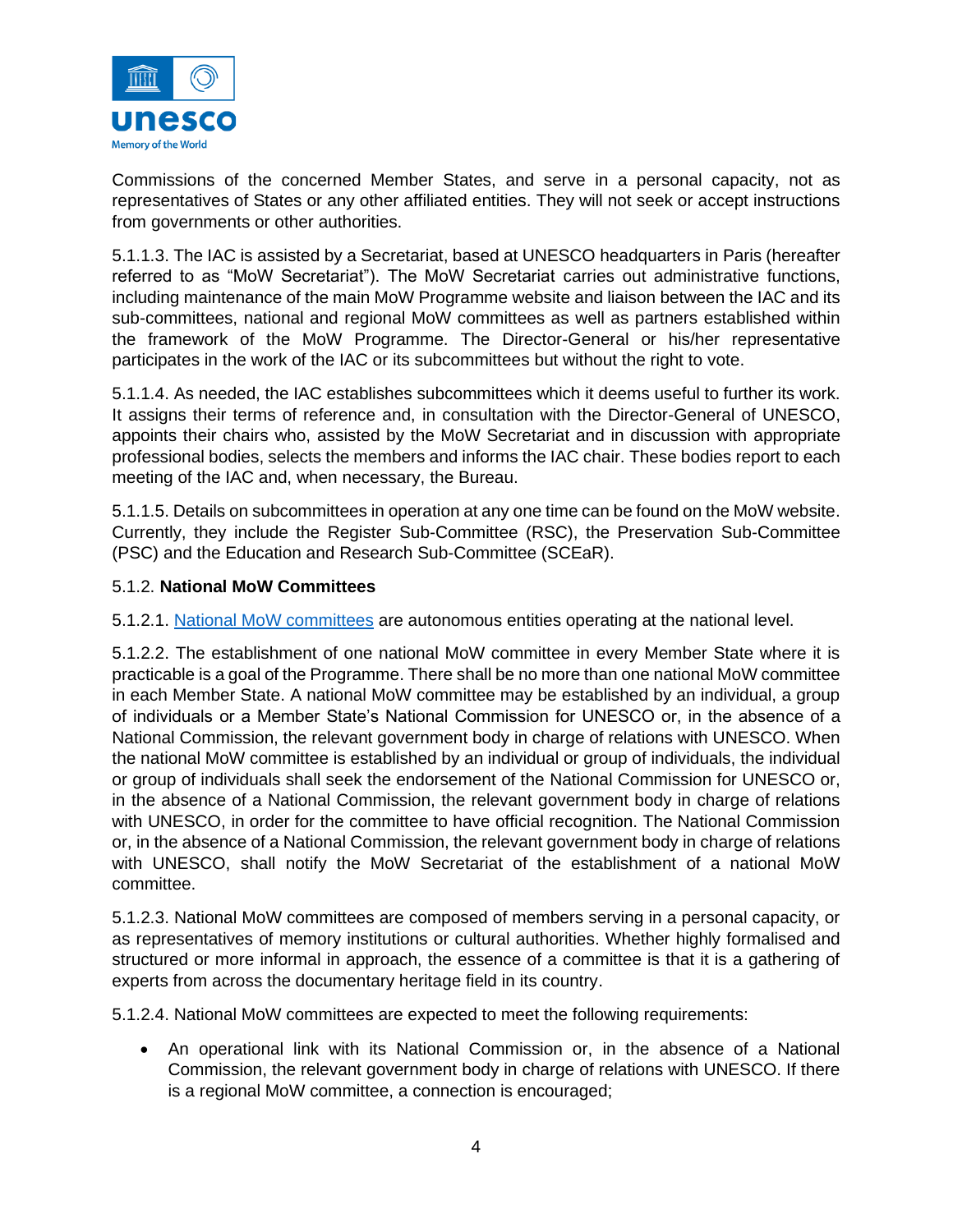Commissions of the concerned Member States, and serve in a personal capacity, not as representatives of States or any other affiliated entities. They will not seek or accept instructions from governments or other authorities.

5.1.1.3. The IAC is assisted by a Secretariat, based at UNESCO headquarters in Paris (hereafter referred to as “MoW Secretariat”). The MoW Secretariat carries out administrative functions, including maintenance of the main MoW Programme website and liaison between the IAC and its sub-committees, national and regional MoW committees as well as partners established within the framework of the MoW Programme. The Director-General or his/her representative participates in the work of the IAC or its subcommittees but without the right to vote.

5.1.1.4. As needed, the IAC establishes subcommittees which it deems useful to further its work. It assigns their terms of reference and, in consultation with the Director-General of UNESCO, appoints their chairs who, assisted by the MoW Secretariat and in discussion with appropriate professional bodies, selects the members and informs the IAC chair. These bodies report to each meeting of the IAC and, when necessary, the Bureau.

5.1.1.5. Details on subcommittees in operation at any one time can be found on the MoW website. Currently, they include the Register Sub-Committee (RSC), the Preservation Sub-Committee (PSC) and the Education and Research Sub-Committee (SCEaR).

### 5.1.2. **National MoW Committees**

5.1.2.1. National MoW committees are autonomous entities operating at the national level.

5.1.2.2. The establishment of one national MoW committee in every Member State where it is practicable is a goal of the Programme. There shall be no more than one national MoW committee in each Member State. A national MoW committee may be established by an individual, a group of individuals or a Member State’s National Commission for UNESCO or, in the absence of a National Commission, the relevant government body in charge of relations with UNESCO. When the national MoW committee is established by an individual or group of individuals, the individual or group of individuals shall seek the endorsement of the National Commission for UNESCO or, in the absence of a National Commission, the relevant government body in charge of relations with UNESCO, in order for the committee to have official recognition. The National Commission or, in the absence of a National Commission, the relevant government body in charge of relations with UNESCO, shall notify the MoW Secretariat of the establishment of a national MoW committee.

5.1.2.3. National MoW committees are composed of members serving in a personal capacity, or as representatives of memory institutions or cultural authorities. Whether highly formalised and structured or more informal in approach, the essence of a committee is that it is a gathering of experts from across the documentary heritage field in its country.

5.1.2.4. National MoW committees are expected to meet the following requirements:

- An operational link with its National Commission or, in the absence of a National Commission, the relevant government body in charge of relations with UNESCO. If there is a regional MoW committee, a connection is encouraged;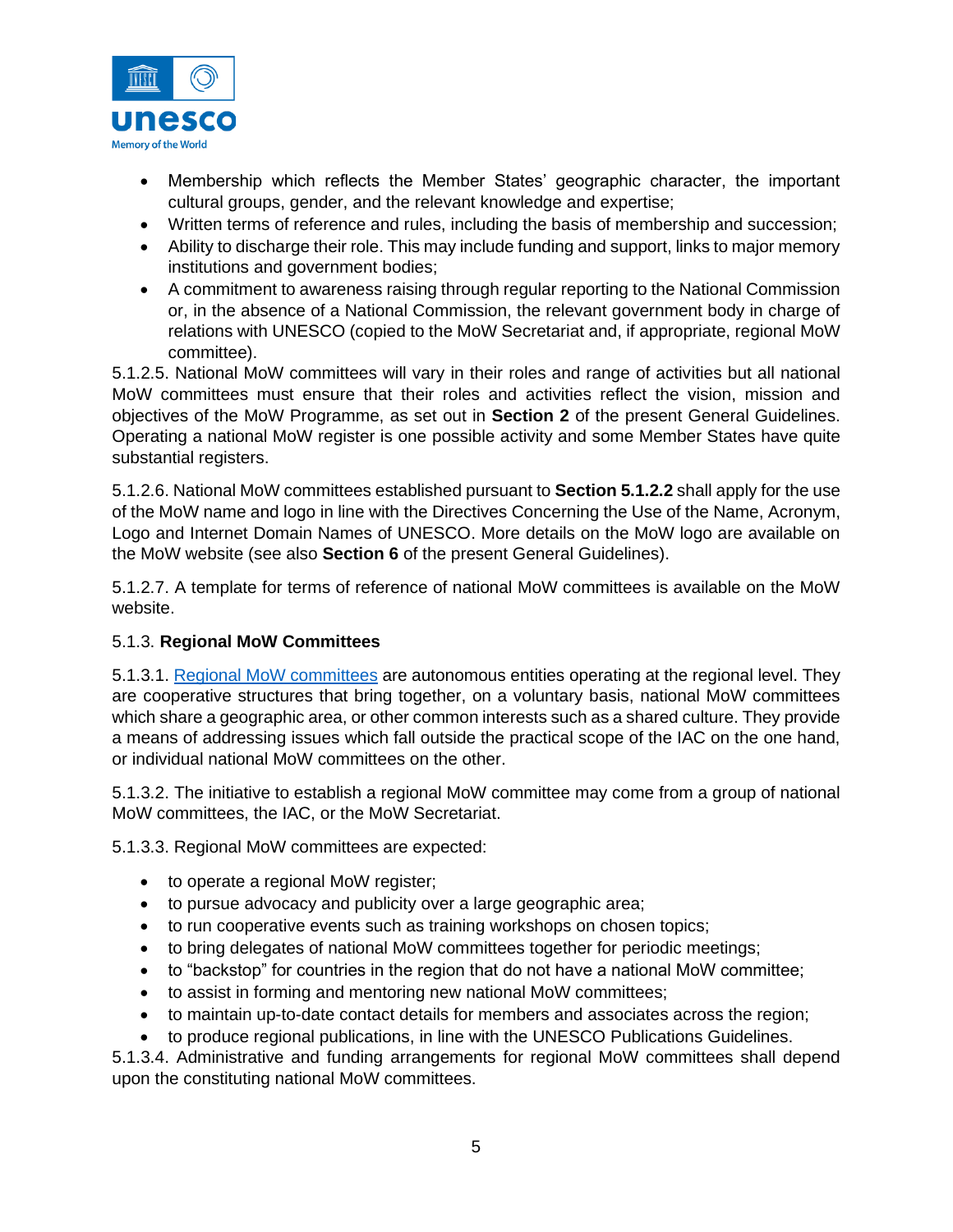- Membership which reflects the Member States' geographic character, the important cultural groups, gender, and the relevant knowledge and expertise;
- Written terms of reference and rules, including the basis of membership and succession;
- Ability to discharge their role. This may include funding and support, links to major memory institutions and government bodies;
- A commitment to awareness raising through regular reporting to the National Commission or, in the absence of a National Commission, the relevant government body in charge of relations with UNESCO (copied to the MoW Secretariat and, if appropriate, regional MoW committee).

5.1.2.5. National MoW committees will vary in their roles and range of activities but all national MoW committees must ensure that their roles and activities reflect the vision, mission and objectives of the MoW Programme, as set out in **Section 2** of the present General Guidelines. Operating a national MoW register is one possible activity and some Member States have quite substantial registers.

5.1.2.6. National MoW committees established pursuant to **Section 5.1.2.2** shall apply for the use of the MoW name and logo in line with the Directives Concerning the Use of the Name, Acronym, Logo and Internet Domain Names of UNESCO. More details on the MoW logo are available on the MoW website (see also **Section 6** of the present General Guidelines).

5.1.2.7. A template for terms of reference of national MoW committees is available on the MoW website.

### 5.1.3. **Regional MoW Committees**

5.1.3.1. Regional MoW committees are autonomous entities operating at the regional level. They are cooperative structures that bring together, on a voluntary basis, national MoW committees which share a geographic area, or other common interests such as a shared culture. They provide a means of addressing issues which fall outside the practical scope of the IAC on the one hand, or individual national MoW committees on the other.

5.1.3.2. The initiative to establish a regional MoW committee may come from a group of national MoW committees, the IAC, or the MoW Secretariat.

5.1.3.3. Regional MoW committees are expected:

- to operate a regional MoW register;
- to pursue advocacy and publicity over a large geographic area;
- to run cooperative events such as training workshops on chosen topics;
- to bring delegates of national MoW committees together for periodic meetings;
- to "backstop" for countries in the region that do not have a national MoW committee;
- to assist in forming and mentoring new national MoW committees;
- to maintain up-to-date contact details for members and associates across the region;
- to produce regional publications, in line with the UNESCO Publications Guidelines.

5.1.3.4. Administrative and funding arrangements for regional MoW committees shall depend upon the constituting national MoW committees.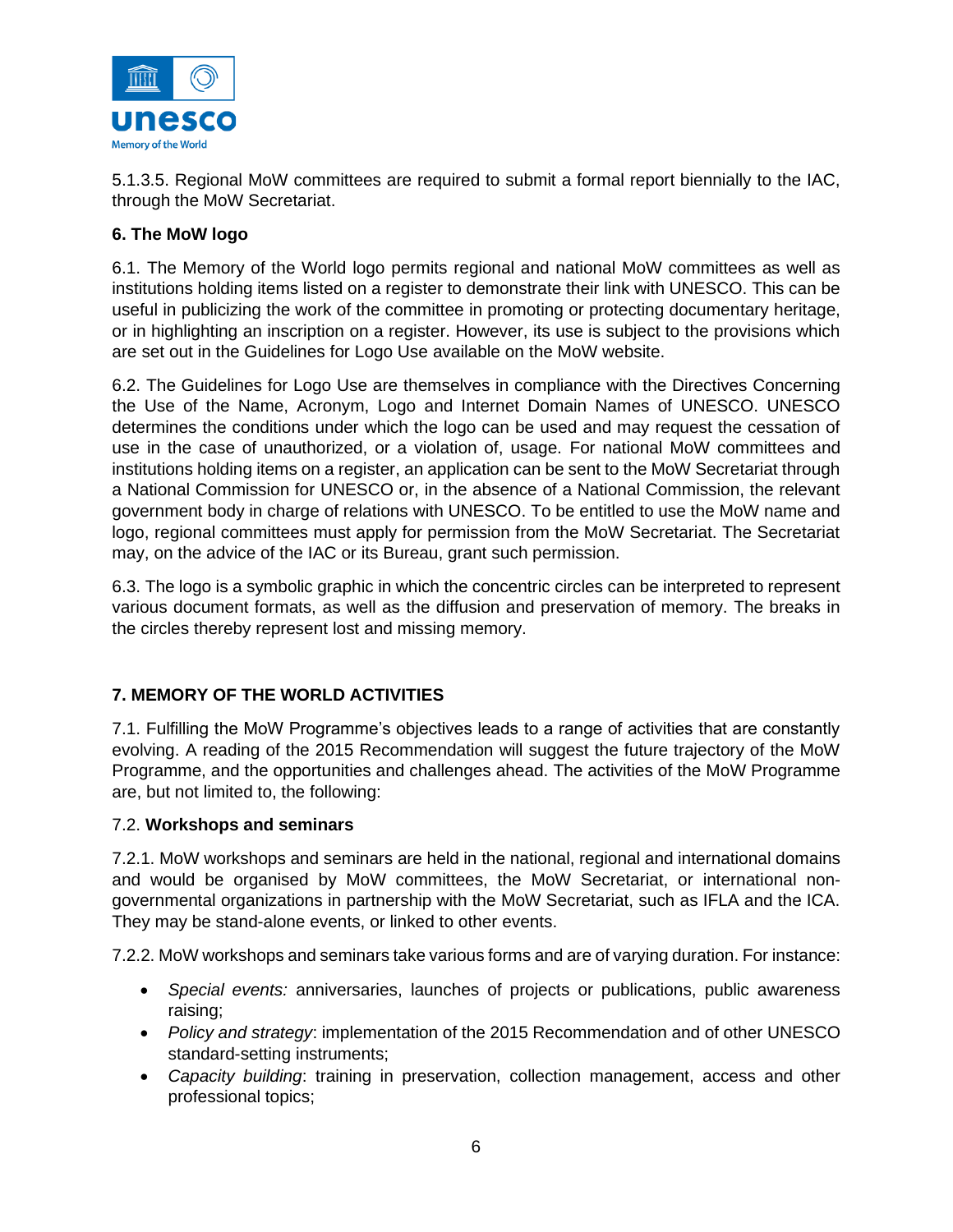5.1.3.5. Regional MoW committees are required to submit a formal report biennially to the IAC, through the MoW Secretariat.

## 6. The MoW logo

6.1. The Memory of the World logo permits regional and national MoW committees as well as institutions holding items listed on a register to demonstrate their link with UNESCO. This can be useful in publicizing the work of the committee in promoting or protecting documentary heritage, or in highlighting an inscription on a register. However, its use is subject to the provisions which are set out in the Guidelines for Logo Use available on the MoW website.

6.2. The Guidelines for Logo Use are themselves in compliance with the Directives Concerning the Use of the Name, Acronym, Logo and Internet Domain Names of UNESCO. UNESCO determines the conditions under which the logo can be used and may request the cessation of use in the case of unauthorized, or a violation of, usage. For national MoW committees and institutions holding items on a register, an application can be sent to the MoW Secretariat through a National Commission for UNESCO or, in the absence of a National Commission, the relevant government body in charge of relations with UNESCO. To be entitled to use the MoW name and logo, regional committees must apply for permission from the MoW Secretariat. The Secretariat may, on the advice of the IAC or its Bureau, grant such permission.

6.3. The logo is a symbolic graphic in which the concentric circles can be interpreted to represent various document formats, as well as the diffusion and preservation of memory. The breaks in the circles thereby represent lost and missing memory.

## 7. MEMORY OF THE WORLD ACTIVITIES

7.1. Fulfilling the MoW Programme's objectives leads to a range of activities that are constantly evolving. A reading of the 2015 Recommendation will suggest the future trajectory of the MoW Programme, and the opportunities and challenges ahead. The activities of the MoW Programme are, but not limited to, the following:

### 7.2. **Workshops and seminars**

7.2.1. MoW workshops and seminars are held in the national, regional and international domains and would be organised by MoW committees, the MoW Secretariat, or international non-governmental organizations in partnership with the MoW Secretariat, such as IFLA and the ICA. They may be stand-alone events, or linked to other events.

7.2.2. MoW workshops and seminars take various forms and are of varying duration. For instance:

- *Special events:* anniversaries, launches of projects or publications, public awareness raising;
- *Policy and strategy*: implementation of the 2015 Recommendation and of other UNESCO standard-setting instruments;
- *Capacity building*: training in preservation, collection management, access and other professional topics;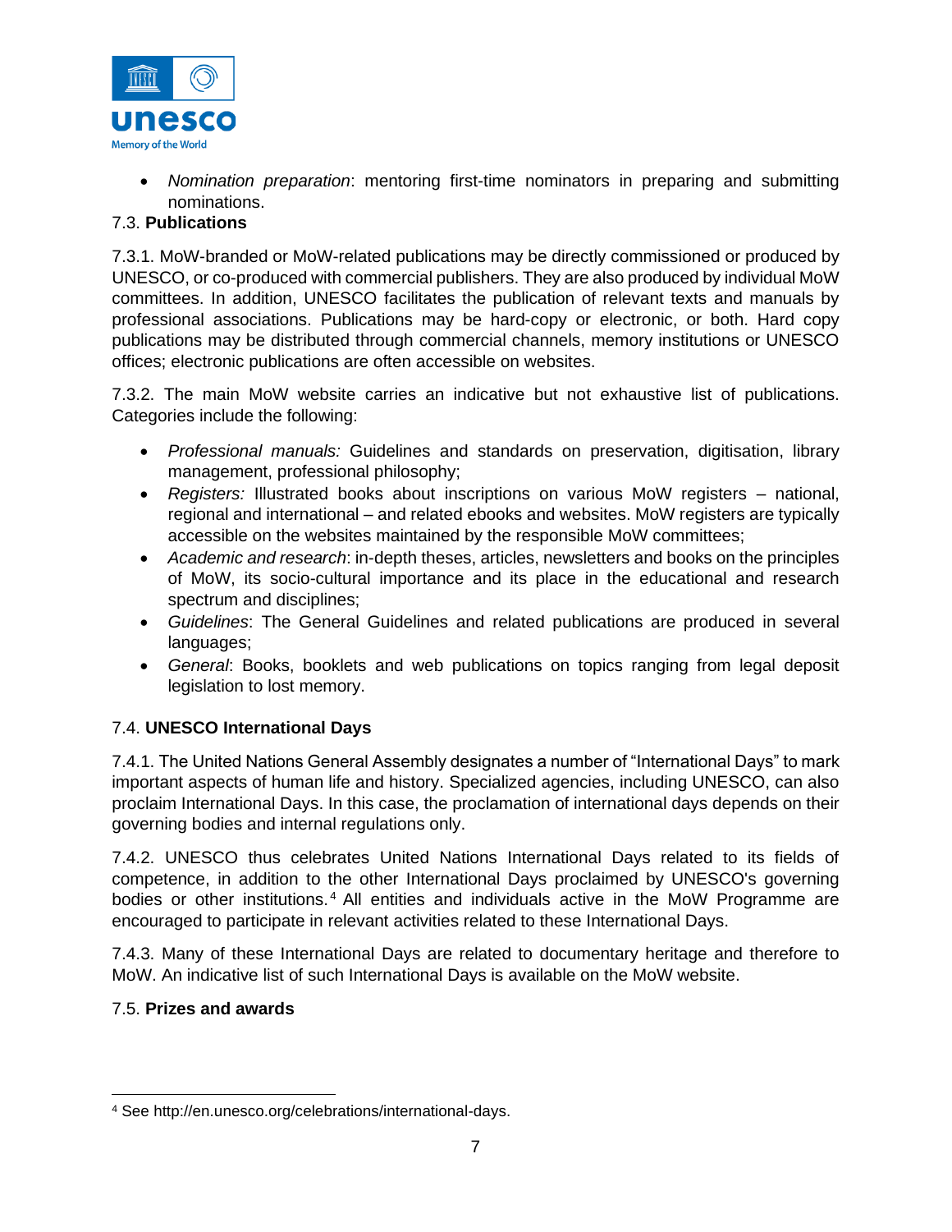- *Nomination preparation*: mentoring first-time nominators in preparing and submitting nominations.

### 7.3. **Publications**

7.3.1. MoW-branded or MoW-related publications may be directly commissioned or produced by UNESCO, or co-produced with commercial publishers. They are also produced by individual MoW committees. In addition, UNESCO facilitates the publication of relevant texts and manuals by professional associations. Publications may be hard-copy or electronic, or both. Hard copy publications may be distributed through commercial channels, memory institutions or UNESCO offices; electronic publications are often accessible on websites.

7.3.2. The main MoW website carries an indicative but not exhaustive list of publications. Categories include the following:

- *Professional manuals:* Guidelines and standards on preservation, digitisation, library management, professional philosophy;
- *Registers:* Illustrated books about inscriptions on various MoW registers – national, regional and international – and related ebooks and websites. MoW registers are typically accessible on the websites maintained by the responsible MoW committees;
- *Academic and research*: in-depth theses, articles, newsletters and books on the principles of MoW, its socio-cultural importance and its place in the educational and research spectrum and disciplines;
- *Guidelines*: The General Guidelines and related publications are produced in several languages;
- *General*: Books, booklets and web publications on topics ranging from legal deposit legislation to lost memory.

### 7.4. **UNESCO International Days**

7.4.1. The United Nations General Assembly designates a number of "International Days" to mark important aspects of human life and history. Specialized agencies, including UNESCO, can also proclaim International Days. In this case, the proclamation of international days depends on their governing bodies and internal regulations only.

7.4.2. UNESCO thus celebrates United Nations International Days related to its fields of competence, in addition to the other International Days proclaimed by UNESCO's governing bodies or other institutions.[4] All entities and individuals active in the MoW Programme are encouraged to participate in relevant activities related to these International Days.

7.4.3. Many of these International Days are related to documentary heritage and therefore to MoW. An indicative list of such International Days is available on the MoW website.

### 7.5. **Prizes and awards**

---

[4] See http://en.unesco.org/celebrations/international-days.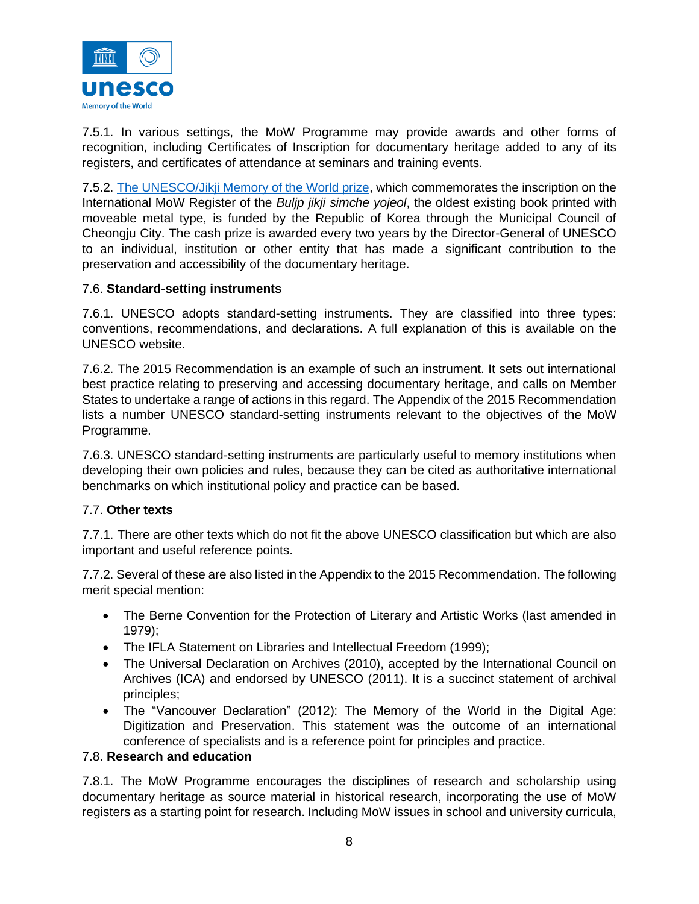7.5.1. In various settings, the MoW Programme may provide awards and other forms of recognition, including Certificates of Inscription for documentary heritage added to any of its registers, and certificates of attendance at seminars and training events.

7.5.2. The UNESCO/Jikji Memory of the World prize, which commemorates the inscription on the International MoW Register of the *Buljp jikji simche yojeol*, the oldest existing book printed with moveable metal type, is funded by the Republic of Korea through the Municipal Council of Cheongju City. The cash prize is awarded every two years by the Director-General of UNESCO to an individual, institution or other entity that has made a significant contribution to the preservation and accessibility of the documentary heritage.

### 7.6. **Standard-setting instruments**

7.6.1. UNESCO adopts standard-setting instruments. They are classified into three types: conventions, recommendations, and declarations. A full explanation of this is available on the UNESCO website.

7.6.2. The 2015 Recommendation is an example of such an instrument. It sets out international best practice relating to preserving and accessing documentary heritage, and calls on Member States to undertake a range of actions in this regard. The Appendix of the 2015 Recommendation lists a number UNESCO standard-setting instruments relevant to the objectives of the MoW Programme.

7.6.3. UNESCO standard-setting instruments are particularly useful to memory institutions when developing their own policies and rules, because they can be cited as authoritative international benchmarks on which institutional policy and practice can be based.

### 7.7. **Other texts**

7.7.1. There are other texts which do not fit the above UNESCO classification but which are also important and useful reference points.

7.7.2. Several of these are also listed in the Appendix to the 2015 Recommendation. The following merit special mention:

- The Berne Convention for the Protection of Literary and Artistic Works (last amended in 1979);
- The IFLA Statement on Libraries and Intellectual Freedom (1999);
- The Universal Declaration on Archives (2010), accepted by the International Council on Archives (ICA) and endorsed by UNESCO (2011). It is a succinct statement of archival principles;
- The "Vancouver Declaration" (2012): The Memory of the World in the Digital Age: Digitization and Preservation. This statement was the outcome of an international conference of specialists and is a reference point for principles and practice.

### 7.8. **Research and education**

7.8.1. The MoW Programme encourages the disciplines of research and scholarship using documentary heritage as source material in historical research, incorporating the use of MoW registers as a starting point for research. Including MoW issues in school and university curricula,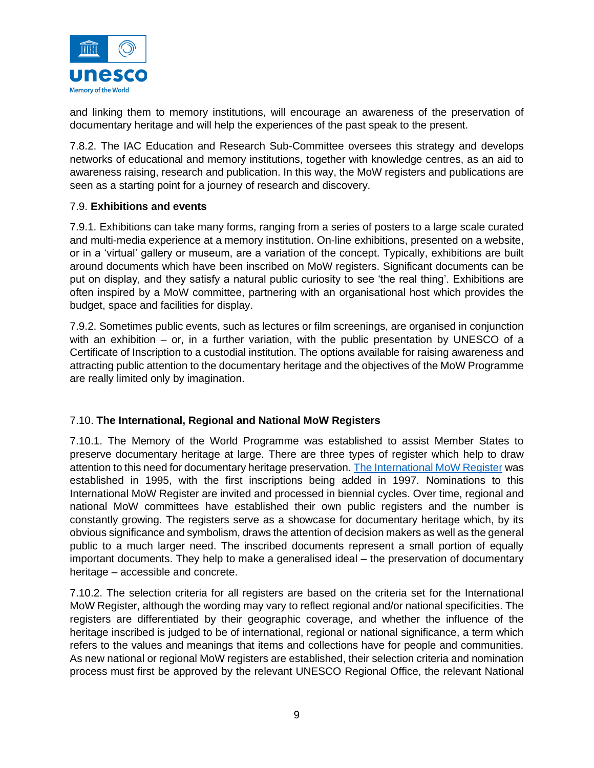and linking them to memory institutions, will encourage an awareness of the preservation of documentary heritage and will help the experiences of the past speak to the present.

7.8.2. The IAC Education and Research Sub-Committee oversees this strategy and develops networks of educational and memory institutions, together with knowledge centres, as an aid to awareness raising, research and publication. In this way, the MoW registers and publications are seen as a starting point for a journey of research and discovery.

### 7.9. **Exhibitions and events**

7.9.1. Exhibitions can take many forms, ranging from a series of posters to a large scale curated and multi-media experience at a memory institution. On-line exhibitions, presented on a website, or in a 'virtual' gallery or museum, are a variation of the concept. Typically, exhibitions are built around documents which have been inscribed on MoW registers. Significant documents can be put on display, and they satisfy a natural public curiosity to see 'the real thing'. Exhibitions are often inspired by a MoW committee, partnering with an organisational host which provides the budget, space and facilities for display.

7.9.2. Sometimes public events, such as lectures or film screenings, are organised in conjunction with an exhibition – or, in a further variation, with the public presentation by UNESCO of a Certificate of Inscription to a custodial institution. The options available for raising awareness and attracting public attention to the documentary heritage and the objectives of the MoW Programme are really limited only by imagination.

### 7.10. **The International, Regional and National MoW Registers**

7.10.1. The Memory of the World Programme was established to assist Member States to preserve documentary heritage at large. There are three types of register which help to draw attention to this need for documentary heritage preservation. The International MoW Register was established in 1995, with the first inscriptions being added in 1997. Nominations to this International MoW Register are invited and processed in biennial cycles. Over time, regional and national MoW committees have established their own public registers and the number is constantly growing. The registers serve as a showcase for documentary heritage which, by its obvious significance and symbolism, draws the attention of decision makers as well as the general public to a much larger need. The inscribed documents represent a small portion of equally important documents. They help to make a generalised ideal – the preservation of documentary heritage – accessible and concrete.

7.10.2. The selection criteria for all registers are based on the criteria set for the International MoW Register, although the wording may vary to reflect regional and/or national specificities. The registers are differentiated by their geographic coverage, and whether the influence of the heritage inscribed is judged to be of international, regional or national significance, a term which refers to the values and meanings that items and collections have for people and communities. As new national or regional MoW registers are established, their selection criteria and nomination process must first be approved by the relevant UNESCO Regional Office, the relevant National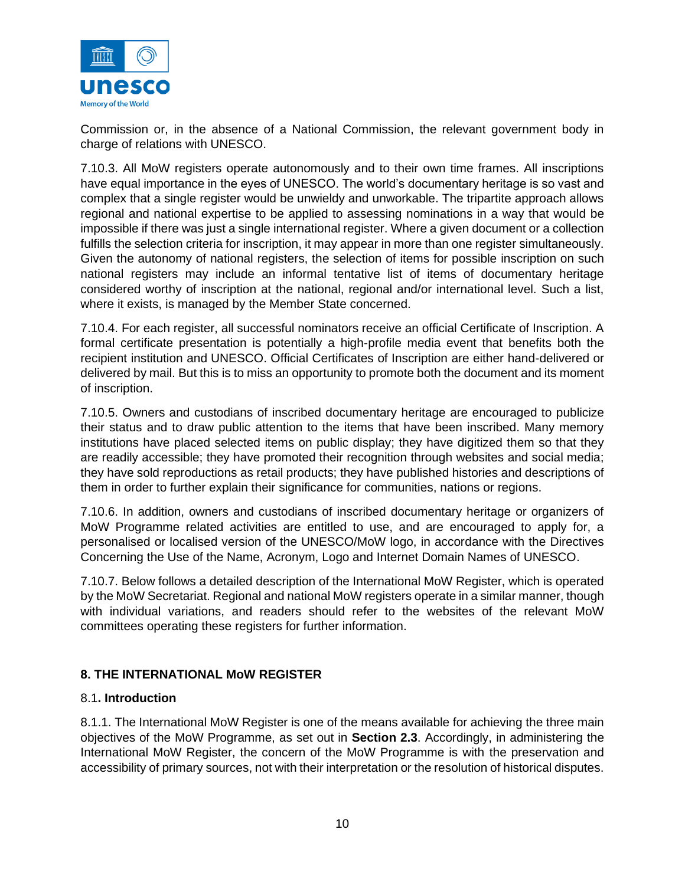Commission or, in the absence of a National Commission, the relevant government body in charge of relations with UNESCO.

7.10.3. All MoW registers operate autonomously and to their own time frames. All inscriptions have equal importance in the eyes of UNESCO. The world's documentary heritage is so vast and complex that a single register would be unwieldy and unworkable. The tripartite approach allows regional and national expertise to be applied to assessing nominations in a way that would be impossible if there was just a single international register. Where a given document or a collection fulfills the selection criteria for inscription, it may appear in more than one register simultaneously. Given the autonomy of national registers, the selection of items for possible inscription on such national registers may include an informal tentative list of items of documentary heritage considered worthy of inscription at the national, regional and/or international level. Such a list, where it exists, is managed by the Member State concerned.

7.10.4. For each register, all successful nominators receive an official Certificate of Inscription. A formal certificate presentation is potentially a high-profile media event that benefits both the recipient institution and UNESCO. Official Certificates of Inscription are either hand-delivered or delivered by mail. But this is to miss an opportunity to promote both the document and its moment of inscription.

7.10.5. Owners and custodians of inscribed documentary heritage are encouraged to publicize their status and to draw public attention to the items that have been inscribed. Many memory institutions have placed selected items on public display; they have digitized them so that they are readily accessible; they have promoted their recognition through websites and social media; they have sold reproductions as retail products; they have published histories and descriptions of them in order to further explain their significance for communities, nations or regions.

7.10.6. In addition, owners and custodians of inscribed documentary heritage or organizers of MoW Programme related activities are entitled to use, and are encouraged to apply for, a personalised or localised version of the UNESCO/MoW logo, in accordance with the Directives Concerning the Use of the Name, Acronym, Logo and Internet Domain Names of UNESCO.

7.10.7. Below follows a detailed description of the International MoW Register, which is operated by the MoW Secretariat. Regional and national MoW registers operate in a similar manner, though with individual variations, and readers should refer to the websites of the relevant MoW committees operating these registers for further information.

## 8. THE INTERNATIONAL MoW REGISTER

### 8.1. Introduction

8.1.1. The International MoW Register is one of the means available for achieving the three main objectives of the MoW Programme, as set out in **Section 2.3**. Accordingly, in administering the International MoW Register, the concern of the MoW Programme is with the preservation and accessibility of primary sources, not with their interpretation or the resolution of historical disputes.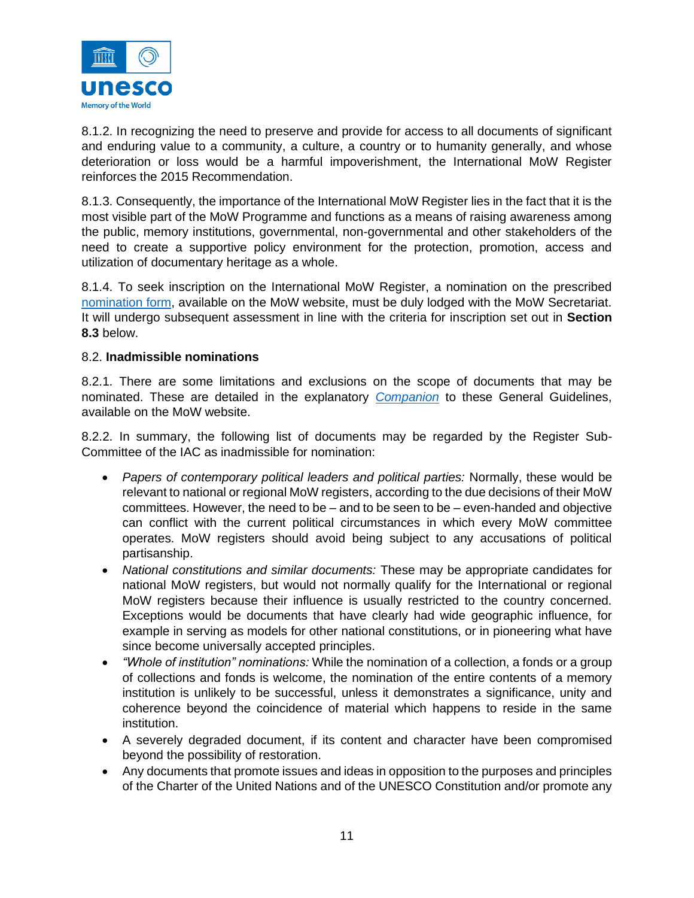8.1.2. In recognizing the need to preserve and provide for access to all documents of significant and enduring value to a community, a culture, a country or to humanity generally, and whose deterioration or loss would be a harmful impoverishment, the International MoW Register reinforces the 2015 Recommendation.

8.1.3. Consequently, the importance of the International MoW Register lies in the fact that it is the most visible part of the MoW Programme and functions as a means of raising awareness among the public, memory institutions, governmental, non-governmental and other stakeholders of the need to create a supportive policy environment for the protection, promotion, access and utilization of documentary heritage as a whole.

8.1.4. To seek inscription on the International MoW Register, a nomination on the prescribed nomination form, available on the MoW website, must be duly lodged with the MoW Secretariat. It will undergo subsequent assessment in line with the criteria for inscription set out in **Section 8.3** below.

8.2. **Inadmissible nominations**

8.2.1. There are some limitations and exclusions on the scope of documents that may be nominated. These are detailed in the explanatory *Companion* to these General Guidelines, available on the MoW website.

8.2.2. In summary, the following list of documents may be regarded by the Register Sub-Committee of the IAC as inadmissible for nomination:

- *Papers of contemporary political leaders and political parties:* Normally, these would be relevant to national or regional MoW registers, according to the due decisions of their MoW committees. However, the need to be – and to be seen to be – even-handed and objective can conflict with the current political circumstances in which every MoW committee operates. MoW registers should avoid being subject to any accusations of political partisanship.
- *National constitutions and similar documents:* These may be appropriate candidates for national MoW registers, but would not normally qualify for the International or regional MoW registers because their influence is usually restricted to the country concerned. Exceptions would be documents that have clearly had wide geographic influence, for example in serving as models for other national constitutions, or in pioneering what have since become universally accepted principles.
- *"Whole of institution" nominations:* While the nomination of a collection, a fonds or a group of collections and fonds is welcome, the nomination of the entire contents of a memory institution is unlikely to be successful, unless it demonstrates a significance, unity and coherence beyond the coincidence of material which happens to reside in the same institution.
- A severely degraded document, if its content and character have been compromised beyond the possibility of restoration.
- Any documents that promote issues and ideas in opposition to the purposes and principles of the Charter of the United Nations and of the UNESCO Constitution and/or promote any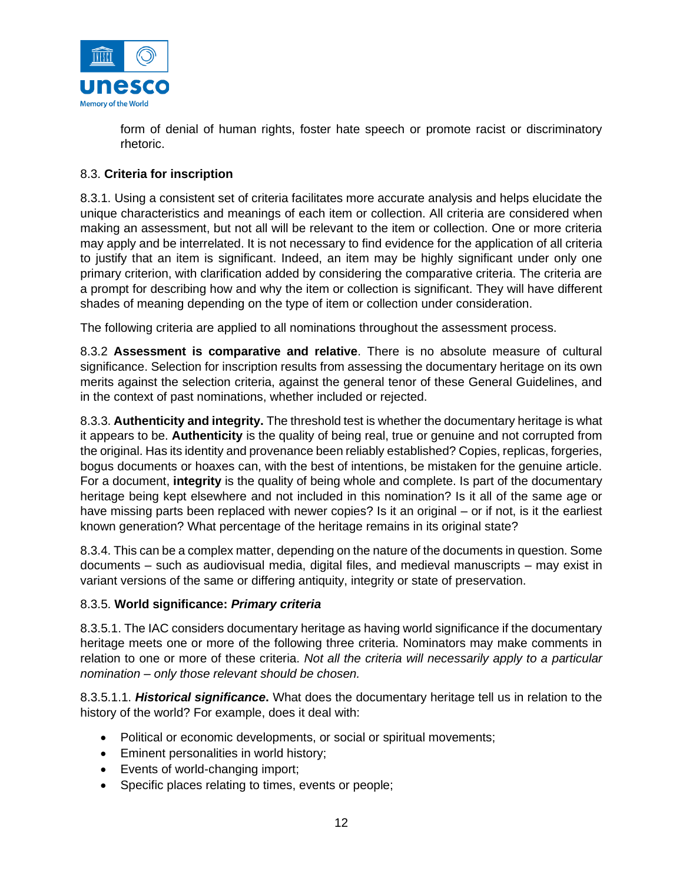form of denial of human rights, foster hate speech or promote racist or discriminatory rhetoric.

### 8.3. **Criteria for inscription**

8.3.1. Using a consistent set of criteria facilitates more accurate analysis and helps elucidate the unique characteristics and meanings of each item or collection. All criteria are considered when making an assessment, but not all will be relevant to the item or collection. One or more criteria may apply and be interrelated. It is not necessary to find evidence for the application of all criteria to justify that an item is significant. Indeed, an item may be highly significant under only one primary criterion, with clarification added by considering the comparative criteria. The criteria are a prompt for describing how and why the item or collection is significant. They will have different shades of meaning depending on the type of item or collection under consideration.

The following criteria are applied to all nominations throughout the assessment process.

8.3.2 **Assessment is comparative and relative**. There is no absolute measure of cultural significance. Selection for inscription results from assessing the documentary heritage on its own merits against the selection criteria, against the general tenor of these General Guidelines, and in the context of past nominations, whether included or rejected.

8.3.3. **Authenticity and integrity.** The threshold test is whether the documentary heritage is what it appears to be. **Authenticity** is the quality of being real, true or genuine and not corrupted from the original. Has its identity and provenance been reliably established? Copies, replicas, forgeries, bogus documents or hoaxes can, with the best of intentions, be mistaken for the genuine article. For a document, **integrity** is the quality of being whole and complete. Is part of the documentary heritage being kept elsewhere and not included in this nomination? Is it all of the same age or have missing parts been replaced with newer copies? Is it an original – or if not, is it the earliest known generation? What percentage of the heritage remains in its original state?

8.3.4. This can be a complex matter, depending on the nature of the documents in question. Some documents – such as audiovisual media, digital files, and medieval manuscripts – may exist in variant versions of the same or differing antiquity, integrity or state of preservation.

### 8.3.5. **World significance: *Primary criteria***

8.3.5.1. The IAC considers documentary heritage as having world significance if the documentary heritage meets one or more of the following three criteria. Nominators may make comments in relation to one or more of these criteria. *Not all the criteria will necessarily apply to a particular nomination – only those relevant should be chosen.*

8.3.5.1.1. ***Historical significance*.** What does the documentary heritage tell us in relation to the history of the world? For example, does it deal with:

- Political or economic developments, or social or spiritual movements;
- Eminent personalities in world history;
- Events of world-changing import;
- Specific places relating to times, events or people;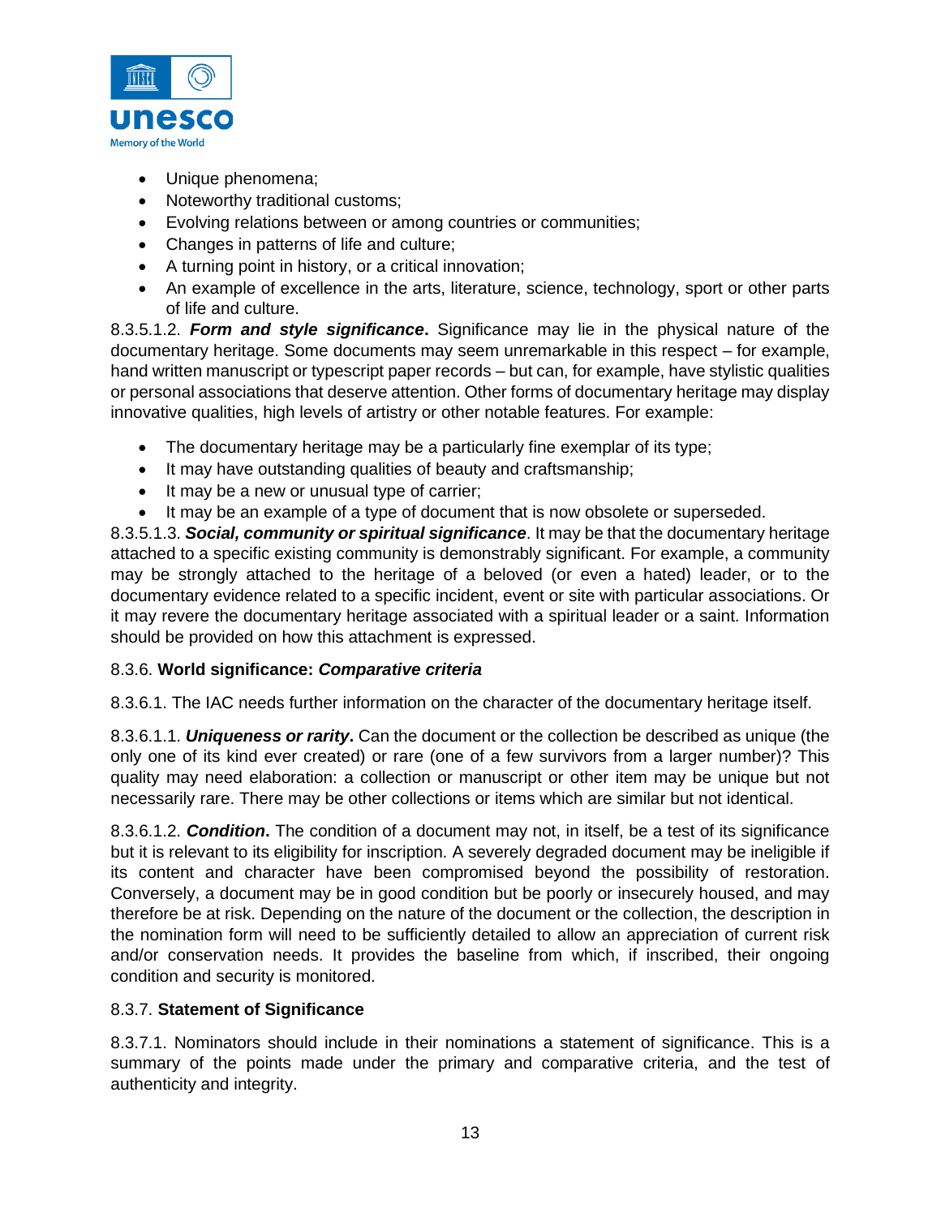- Unique phenomena;
- Noteworthy traditional customs;
- Evolving relations between or among countries or communities;
- Changes in patterns of life and culture;
- A turning point in history, or a critical innovation;
- An example of excellence in the arts, literature, science, technology, sport or other parts of life and culture.

8.3.5.1.2. ***Form and style significance*.** Significance may lie in the physical nature of the documentary heritage. Some documents may seem unremarkable in this respect – for example, hand written manuscript or typescript paper records – but can, for example, have stylistic qualities or personal associations that deserve attention. Other forms of documentary heritage may display innovative qualities, high levels of artistry or other notable features. For example:

- The documentary heritage may be a particularly fine exemplar of its type;
- It may have outstanding qualities of beauty and craftsmanship;
- It may be a new or unusual type of carrier;
- It may be an example of a type of document that is now obsolete or superseded.

8.3.5.1.3. ***Social, community or spiritual significance***. It may be that the documentary heritage attached to a specific existing community is demonstrably significant. For example, a community may be strongly attached to the heritage of a beloved (or even a hated) leader, or to the documentary evidence related to a specific incident, event or site with particular associations. Or it may revere the documentary heritage associated with a spiritual leader or a saint. Information should be provided on how this attachment is expressed.

8.3.6. **World significance: *Comparative criteria***

8.3.6.1. The IAC needs further information on the character of the documentary heritage itself.

8.3.6.1.1. ***Uniqueness or rarity*.** Can the document or the collection be described as unique (the only one of its kind ever created) or rare (one of a few survivors from a larger number)? This quality may need elaboration: a collection or manuscript or other item may be unique but not necessarily rare. There may be other collections or items which are similar but not identical.

8.3.6.1.2. ***Condition*.** The condition of a document may not, in itself, be a test of its significance but it is relevant to its eligibility for inscription. A severely degraded document may be ineligible if its content and character have been compromised beyond the possibility of restoration. Conversely, a document may be in good condition but be poorly or insecurely housed, and may therefore be at risk. Depending on the nature of the document or the collection, the description in the nomination form will need to be sufficiently detailed to allow an appreciation of current risk and/or conservation needs. It provides the baseline from which, if inscribed, their ongoing condition and security is monitored.

8.3.7. **Statement of Significance**

8.3.7.1. Nominators should include in their nominations a statement of significance. This is a summary of the points made under the primary and comparative criteria, and the test of authenticity and integrity.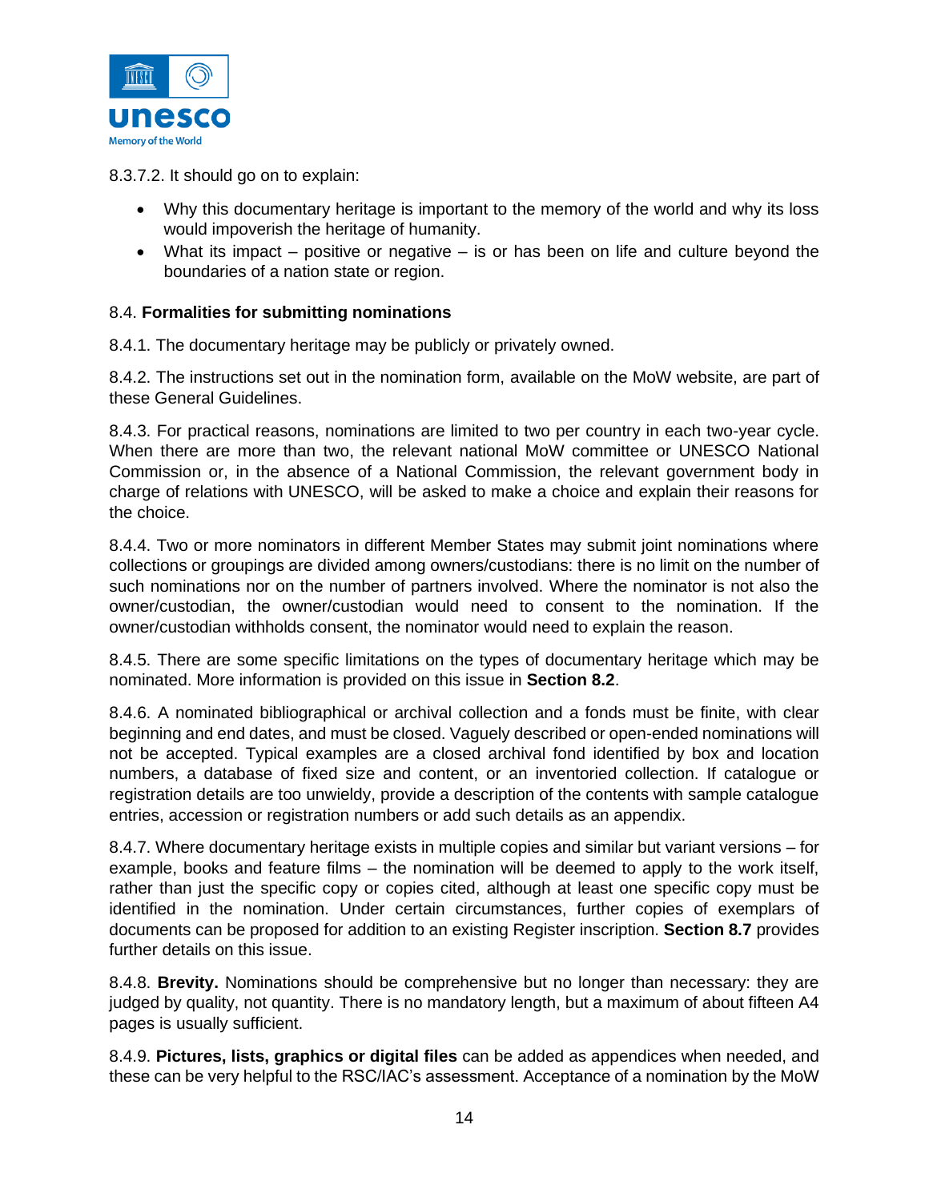8.3.7.2. It should go on to explain:

- Why this documentary heritage is important to the memory of the world and why its loss would impoverish the heritage of humanity.
- What its impact – positive or negative – is or has been on life and culture beyond the boundaries of a nation state or region.

### 8.4. Formalities for submitting nominations

8.4.1. The documentary heritage may be publicly or privately owned.

8.4.2. The instructions set out in the nomination form, available on the MoW website, are part of these General Guidelines.

8.4.3. For practical reasons, nominations are limited to two per country in each two-year cycle. When there are more than two, the relevant national MoW committee or UNESCO National Commission or, in the absence of a National Commission, the relevant government body in charge of relations with UNESCO, will be asked to make a choice and explain their reasons for the choice.

8.4.4. Two or more nominators in different Member States may submit joint nominations where collections or groupings are divided among owners/custodians: there is no limit on the number of such nominations nor on the number of partners involved. Where the nominator is not also the owner/custodian, the owner/custodian would need to consent to the nomination. If the owner/custodian withholds consent, the nominator would need to explain the reason.

8.4.5. There are some specific limitations on the types of documentary heritage which may be nominated. More information is provided on this issue in **Section 8.2**.

8.4.6. A nominated bibliographical or archival collection and a fonds must be finite, with clear beginning and end dates, and must be closed. Vaguely described or open-ended nominations will not be accepted. Typical examples are a closed archival fond identified by box and location numbers, a database of fixed size and content, or an inventoried collection. If catalogue or registration details are too unwieldy, provide a description of the contents with sample catalogue entries, accession or registration numbers or add such details as an appendix.

8.4.7. Where documentary heritage exists in multiple copies and similar but variant versions – for example, books and feature films – the nomination will be deemed to apply to the work itself, rather than just the specific copy or copies cited, although at least one specific copy must be identified in the nomination. Under certain circumstances, further copies of exemplars of documents can be proposed for addition to an existing Register inscription. **Section 8.7** provides further details on this issue.

8.4.8. **Brevity.** Nominations should be comprehensive but no longer than necessary: they are judged by quality, not quantity. There is no mandatory length, but a maximum of about fifteen A4 pages is usually sufficient.

8.4.9. **Pictures, lists, graphics or digital files** can be added as appendices when needed, and these can be very helpful to the RSC/IAC's assessment. Acceptance of a nomination by the MoW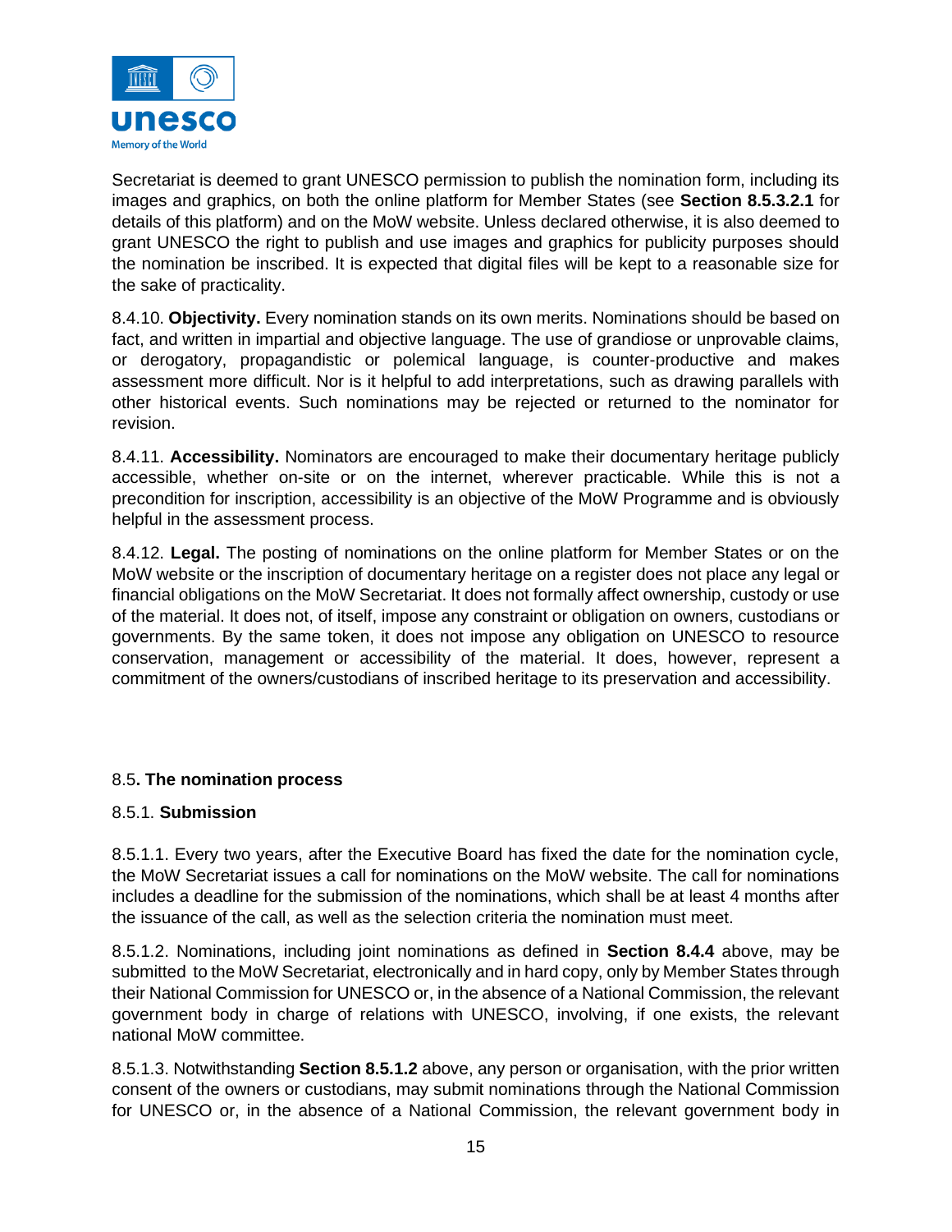Secretariat is deemed to grant UNESCO permission to publish the nomination form, including its images and graphics, on both the online platform for Member States (see **Section 8.5.3.2.1** for details of this platform) and on the MoW website. Unless declared otherwise, it is also deemed to grant UNESCO the right to publish and use images and graphics for publicity purposes should the nomination be inscribed. It is expected that digital files will be kept to a reasonable size for the sake of practicality.

8.4.10. **Objectivity.** Every nomination stands on its own merits. Nominations should be based on fact, and written in impartial and objective language. The use of grandiose or unprovable claims, or derogatory, propagandistic or polemical language, is counter-productive and makes assessment more difficult. Nor is it helpful to add interpretations, such as drawing parallels with other historical events. Such nominations may be rejected or returned to the nominator for revision.

8.4.11. **Accessibility.** Nominators are encouraged to make their documentary heritage publicly accessible, whether on-site or on the internet, wherever practicable. While this is not a precondition for inscription, accessibility is an objective of the MoW Programme and is obviously helpful in the assessment process.

8.4.12. **Legal.** The posting of nominations on the online platform for Member States or on the MoW website or the inscription of documentary heritage on a register does not place any legal or financial obligations on the MoW Secretariat. It does not formally affect ownership, custody or use of the material. It does not, of itself, impose any constraint or obligation on owners, custodians or governments. By the same token, it does not impose any obligation on UNESCO to resource conservation, management or accessibility of the material. It does, however, represent a commitment of the owners/custodians of inscribed heritage to its preservation and accessibility.

## 8.5. The nomination process

### 8.5.1. Submission

8.5.1.1. Every two years, after the Executive Board has fixed the date for the nomination cycle, the MoW Secretariat issues a call for nominations on the MoW website. The call for nominations includes a deadline for the submission of the nominations, which shall be at least 4 months after the issuance of the call, as well as the selection criteria the nomination must meet.

8.5.1.2. Nominations, including joint nominations as defined in **Section 8.4.4** above, may be submitted to the MoW Secretariat, electronically and in hard copy, only by Member States through their National Commission for UNESCO or, in the absence of a National Commission, the relevant government body in charge of relations with UNESCO, involving, if one exists, the relevant national MoW committee.

8.5.1.3. Notwithstanding **Section 8.5.1.2** above, any person or organisation, with the prior written consent of the owners or custodians, may submit nominations through the National Commission for UNESCO or, in the absence of a National Commission, the relevant government body in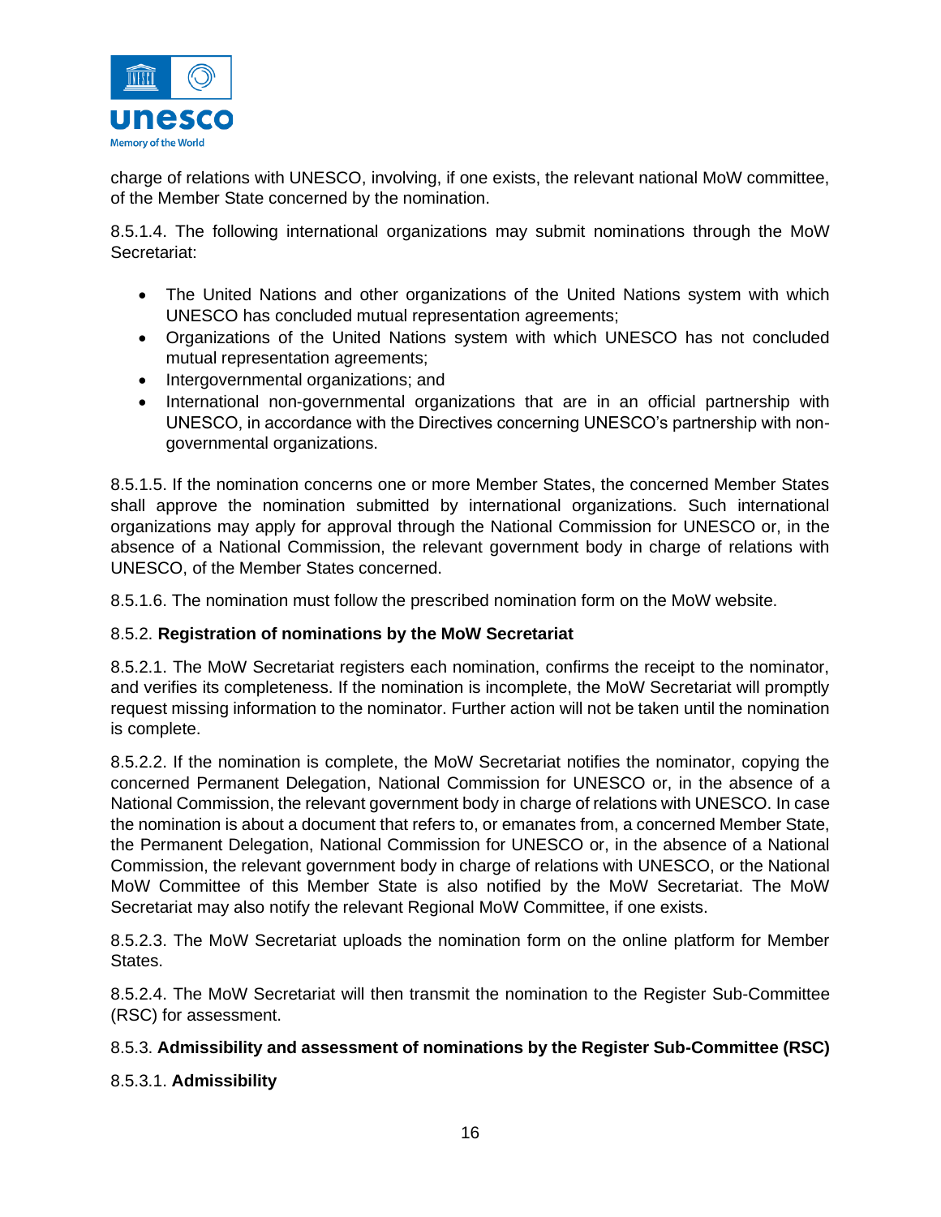charge of relations with UNESCO, involving, if one exists, the relevant national MoW committee, of the Member State concerned by the nomination.

8.5.1.4. The following international organizations may submit nominations through the MoW Secretariat:

- The United Nations and other organizations of the United Nations system with which UNESCO has concluded mutual representation agreements;
- Organizations of the United Nations system with which UNESCO has not concluded mutual representation agreements;
- Intergovernmental organizations; and
- International non-governmental organizations that are in an official partnership with UNESCO, in accordance with the Directives concerning UNESCO's partnership with non-governmental organizations.

8.5.1.5. If the nomination concerns one or more Member States, the concerned Member States shall approve the nomination submitted by international organizations. Such international organizations may apply for approval through the National Commission for UNESCO or, in the absence of a National Commission, the relevant government body in charge of relations with UNESCO, of the Member States concerned.

8.5.1.6. The nomination must follow the prescribed nomination form on the MoW website.

8.5.2. **Registration of nominations by the MoW Secretariat**

8.5.2.1. The MoW Secretariat registers each nomination, confirms the receipt to the nominator, and verifies its completeness. If the nomination is incomplete, the MoW Secretariat will promptly request missing information to the nominator. Further action will not be taken until the nomination is complete.

8.5.2.2. If the nomination is complete, the MoW Secretariat notifies the nominator, copying the concerned Permanent Delegation, National Commission for UNESCO or, in the absence of a National Commission, the relevant government body in charge of relations with UNESCO. In case the nomination is about a document that refers to, or emanates from, a concerned Member State, the Permanent Delegation, National Commission for UNESCO or, in the absence of a National Commission, the relevant government body in charge of relations with UNESCO, or the National MoW Committee of this Member State is also notified by the MoW Secretariat. The MoW Secretariat may also notify the relevant Regional MoW Committee, if one exists.

8.5.2.3. The MoW Secretariat uploads the nomination form on the online platform for Member States.

8.5.2.4. The MoW Secretariat will then transmit the nomination to the Register Sub-Committee (RSC) for assessment.

8.5.3. **Admissibility and assessment of nominations by the Register Sub-Committee (RSC)**

8.5.3.1. **Admissibility**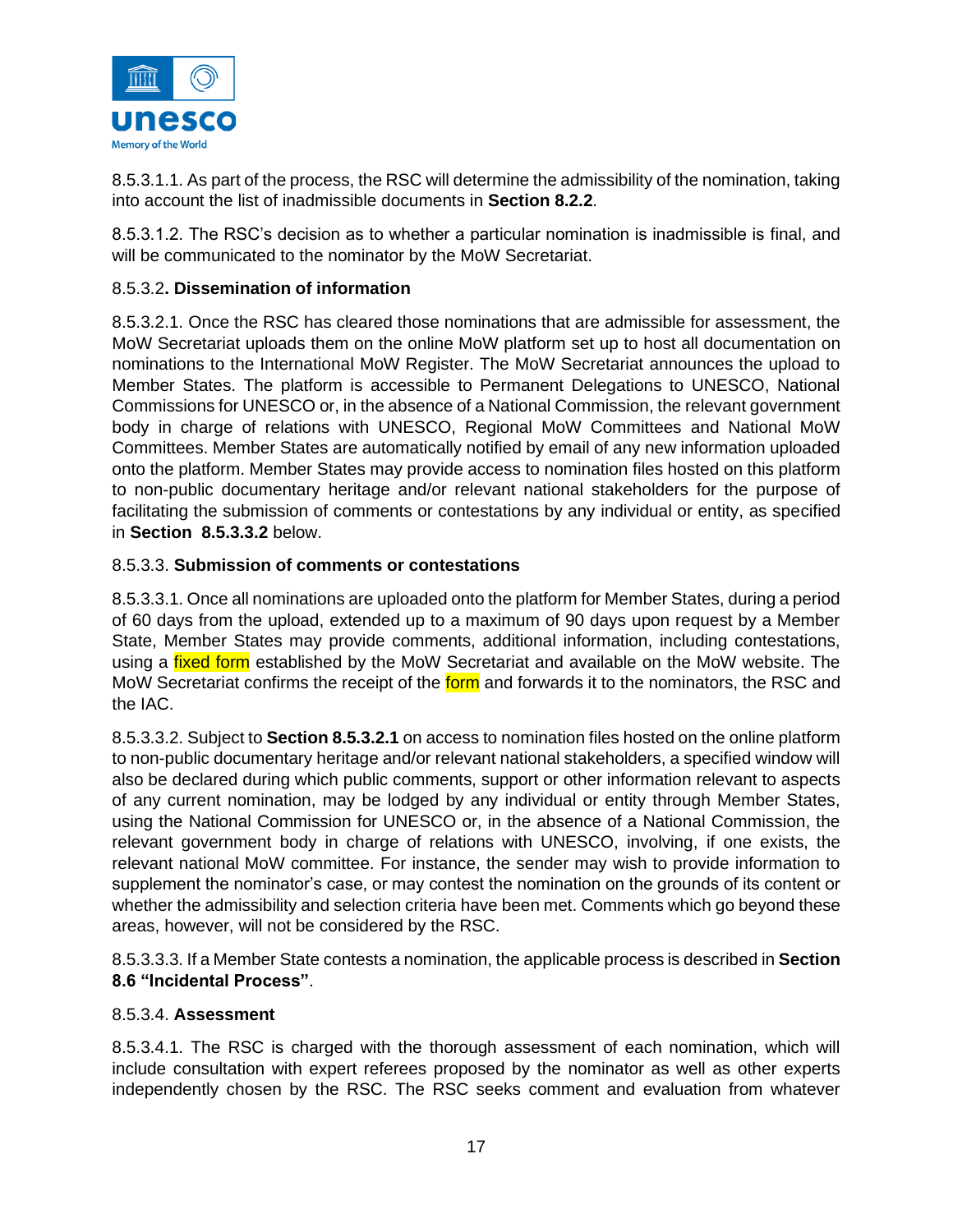8.5.3.1.1. As part of the process, the RSC will determine the admissibility of the nomination, taking into account the list of inadmissible documents in **Section 8.2.2**.

8.5.3.1.2. The RSC's decision as to whether a particular nomination is inadmissible is final, and will be communicated to the nominator by the MoW Secretariat.

8.5.3.2**. Dissemination of information**

8.5.3.2.1. Once the RSC has cleared those nominations that are admissible for assessment, the MoW Secretariat uploads them on the online MoW platform set up to host all documentation on nominations to the International MoW Register. The MoW Secretariat announces the upload to Member States. The platform is accessible to Permanent Delegations to UNESCO, National Commissions for UNESCO or, in the absence of a National Commission, the relevant government body in charge of relations with UNESCO, Regional MoW Committees and National MoW Committees. Member States are automatically notified by email of any new information uploaded onto the platform. Member States may provide access to nomination files hosted on this platform to non-public documentary heritage and/or relevant national stakeholders for the purpose of facilitating the submission of comments or contestations by any individual or entity, as specified in **Section 8.5.3.3.2** below.

8.5.3.3. **Submission of comments or contestations**

8.5.3.3.1. Once all nominations are uploaded onto the platform for Member States, during a period of 60 days from the upload, extended up to a maximum of 90 days upon request by a Member State, Member States may provide comments, additional information, including contestations, using a fixed form established by the MoW Secretariat and available on the MoW website. The MoW Secretariat confirms the receipt of the form and forwards it to the nominators, the RSC and the IAC.

8.5.3.3.2. Subject to **Section 8.5.3.2.1** on access to nomination files hosted on the online platform to non-public documentary heritage and/or relevant national stakeholders, a specified window will also be declared during which public comments, support or other information relevant to aspects of any current nomination, may be lodged by any individual or entity through Member States, using the National Commission for UNESCO or, in the absence of a National Commission, the relevant government body in charge of relations with UNESCO, involving, if one exists, the relevant national MoW committee. For instance, the sender may wish to provide information to supplement the nominator's case, or may contest the nomination on the grounds of its content or whether the admissibility and selection criteria have been met. Comments which go beyond these areas, however, will not be considered by the RSC.

8.5.3.3.3. If a Member State contests a nomination, the applicable process is described in **Section 8.6 "Incidental Process"**.

8.5.3.4. **Assessment**

8.5.3.4.1. The RSC is charged with the thorough assessment of each nomination, which will include consultation with expert referees proposed by the nominator as well as other experts independently chosen by the RSC. The RSC seeks comment and evaluation from whatever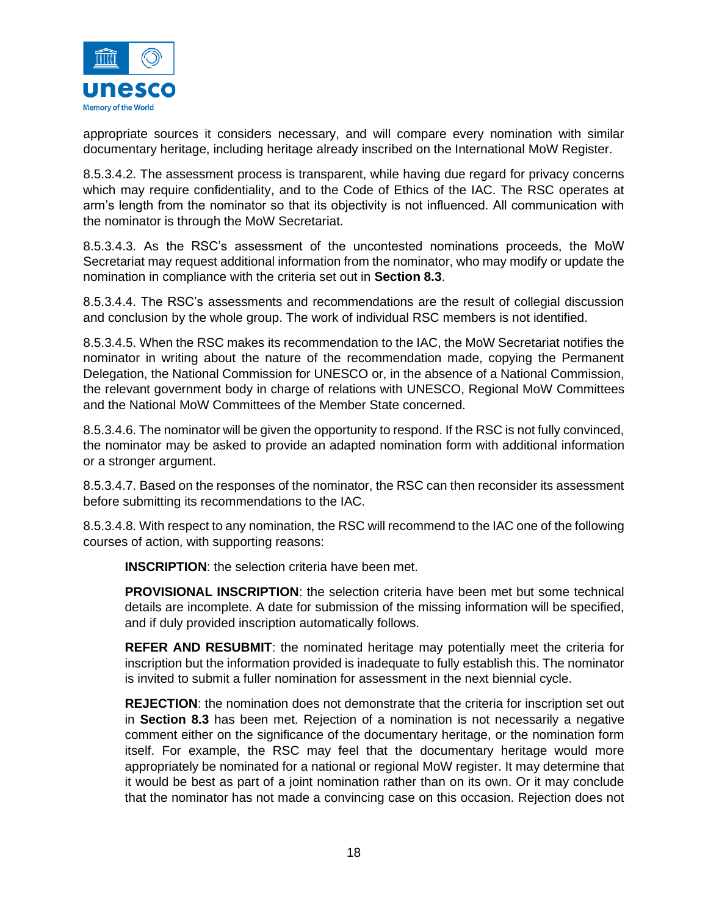appropriate sources it considers necessary, and will compare every nomination with similar documentary heritage, including heritage already inscribed on the International MoW Register.

8.5.3.4.2. The assessment process is transparent, while having due regard for privacy concerns which may require confidentiality, and to the Code of Ethics of the IAC. The RSC operates at arm's length from the nominator so that its objectivity is not influenced. All communication with the nominator is through the MoW Secretariat.

8.5.3.4.3. As the RSC's assessment of the uncontested nominations proceeds, the MoW Secretariat may request additional information from the nominator, who may modify or update the nomination in compliance with the criteria set out in **Section 8.3**.

8.5.3.4.4. The RSC's assessments and recommendations are the result of collegial discussion and conclusion by the whole group. The work of individual RSC members is not identified.

8.5.3.4.5. When the RSC makes its recommendation to the IAC, the MoW Secretariat notifies the nominator in writing about the nature of the recommendation made, copying the Permanent Delegation, the National Commission for UNESCO or, in the absence of a National Commission, the relevant government body in charge of relations with UNESCO, Regional MoW Committees and the National MoW Committees of the Member State concerned.

8.5.3.4.6. The nominator will be given the opportunity to respond. If the RSC is not fully convinced, the nominator may be asked to provide an adapted nomination form with additional information or a stronger argument.

8.5.3.4.7. Based on the responses of the nominator, the RSC can then reconsider its assessment before submitting its recommendations to the IAC.

8.5.3.4.8. With respect to any nomination, the RSC will recommend to the IAC one of the following courses of action, with supporting reasons:

> **INSCRIPTION**: the selection criteria have been met.
>
> **PROVISIONAL INSCRIPTION**: the selection criteria have been met but some technical details are incomplete. A date for submission of the missing information will be specified, and if duly provided inscription automatically follows.
>
> **REFER AND RESUBMIT**: the nominated heritage may potentially meet the criteria for inscription but the information provided is inadequate to fully establish this. The nominator is invited to submit a fuller nomination for assessment in the next biennial cycle.
>
> **REJECTION**: the nomination does not demonstrate that the criteria for inscription set out in **Section 8.3** has been met. Rejection of a nomination is not necessarily a negative comment either on the significance of the documentary heritage, or the nomination form itself. For example, the RSC may feel that the documentary heritage would more appropriately be nominated for a national or regional MoW register. It may determine that it would be best as part of a joint nomination rather than on its own. Or it may conclude that the nominator has not made a convincing case on this occasion. Rejection does not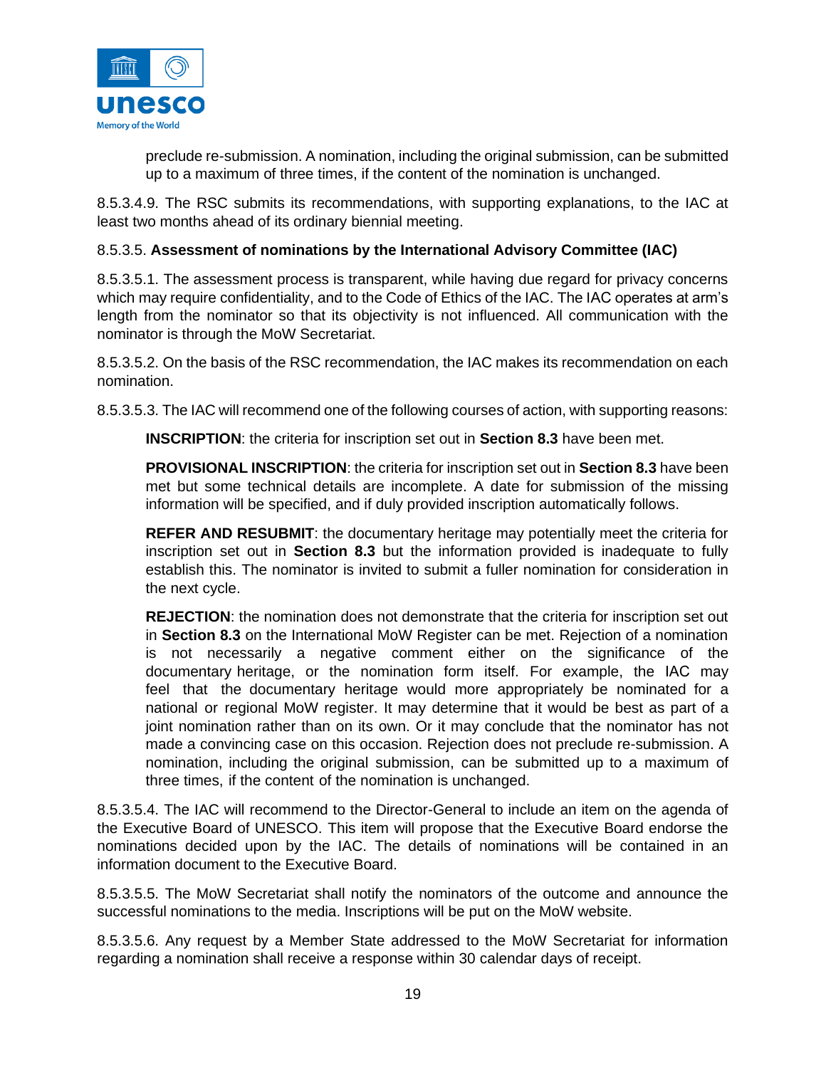preclude re-submission. A nomination, including the original submission, can be submitted up to a maximum of three times, if the content of the nomination is unchanged.

8.5.3.4.9. The RSC submits its recommendations, with supporting explanations, to the IAC at least two months ahead of its ordinary biennial meeting.

8.5.3.5. **Assessment of nominations by the International Advisory Committee (IAC)**

8.5.3.5.1. The assessment process is transparent, while having due regard for privacy concerns which may require confidentiality, and to the Code of Ethics of the IAC. The IAC operates at arm's length from the nominator so that its objectivity is not influenced. All communication with the nominator is through the MoW Secretariat.

8.5.3.5.2. On the basis of the RSC recommendation, the IAC makes its recommendation on each nomination.

8.5.3.5.3. The IAC will recommend one of the following courses of action, with supporting reasons:

**INSCRIPTION**: the criteria for inscription set out in **Section 8.3** have been met.

**PROVISIONAL INSCRIPTION**: the criteria for inscription set out in **Section 8.3** have been met but some technical details are incomplete. A date for submission of the missing information will be specified, and if duly provided inscription automatically follows.

**REFER AND RESUBMIT**: the documentary heritage may potentially meet the criteria for inscription set out in **Section 8.3** but the information provided is inadequate to fully establish this. The nominator is invited to submit a fuller nomination for consideration in the next cycle.

**REJECTION**: the nomination does not demonstrate that the criteria for inscription set out in **Section 8.3** on the International MoW Register can be met. Rejection of a nomination is not necessarily a negative comment either on the significance of the documentary heritage, or the nomination form itself. For example, the IAC may feel that the documentary heritage would more appropriately be nominated for a national or regional MoW register. It may determine that it would be best as part of a joint nomination rather than on its own. Or it may conclude that the nominator has not made a convincing case on this occasion. Rejection does not preclude re-submission. A nomination, including the original submission, can be submitted up to a maximum of three times, if the content of the nomination is unchanged.

8.5.3.5.4. The IAC will recommend to the Director-General to include an item on the agenda of the Executive Board of UNESCO. This item will propose that the Executive Board endorse the nominations decided upon by the IAC. The details of nominations will be contained in an information document to the Executive Board.

8.5.3.5.5. The MoW Secretariat shall notify the nominators of the outcome and announce the successful nominations to the media. Inscriptions will be put on the MoW website.

8.5.3.5.6. Any request by a Member State addressed to the MoW Secretariat for information regarding a nomination shall receive a response within 30 calendar days of receipt.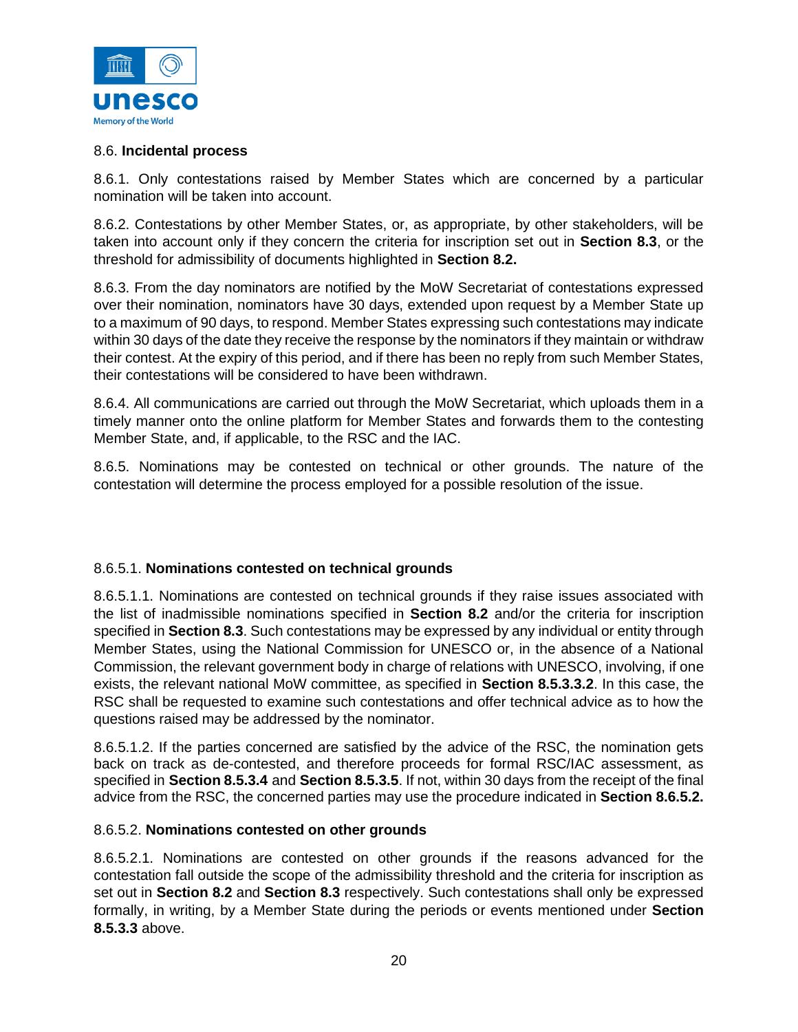## 8.6. **Incidental process**

8.6.1. Only contestations raised by Member States which are concerned by a particular nomination will be taken into account.

8.6.2. Contestations by other Member States, or, as appropriate, by other stakeholders, will be taken into account only if they concern the criteria for inscription set out in **Section 8.3**, or the threshold for admissibility of documents highlighted in **Section 8.2.**

8.6.3. From the day nominators are notified by the MoW Secretariat of contestations expressed over their nomination, nominators have 30 days, extended upon request by a Member State up to a maximum of 90 days, to respond. Member States expressing such contestations may indicate within 30 days of the date they receive the response by the nominators if they maintain or withdraw their contest. At the expiry of this period, and if there has been no reply from such Member States, their contestations will be considered to have been withdrawn.

8.6.4. All communications are carried out through the MoW Secretariat, which uploads them in a timely manner onto the online platform for Member States and forwards them to the contesting Member State, and, if applicable, to the RSC and the IAC.

8.6.5. Nominations may be contested on technical or other grounds. The nature of the contestation will determine the process employed for a possible resolution of the issue.

### 8.6.5.1. **Nominations contested on technical grounds**

8.6.5.1.1. Nominations are contested on technical grounds if they raise issues associated with the list of inadmissible nominations specified in **Section 8.2** and/or the criteria for inscription specified in **Section 8.3**. Such contestations may be expressed by any individual or entity through Member States, using the National Commission for UNESCO or, in the absence of a National Commission, the relevant government body in charge of relations with UNESCO, involving, if one exists, the relevant national MoW committee, as specified in **Section 8.5.3.3.2**. In this case, the RSC shall be requested to examine such contestations and offer technical advice as to how the questions raised may be addressed by the nominator.

8.6.5.1.2. If the parties concerned are satisfied by the advice of the RSC, the nomination gets back on track as de-contested, and therefore proceeds for formal RSC/IAC assessment, as specified in **Section 8.5.3.4** and **Section 8.5.3.5**. If not, within 30 days from the receipt of the final advice from the RSC, the concerned parties may use the procedure indicated in **Section 8.6.5.2.**

### 8.6.5.2. **Nominations contested on other grounds**

8.6.5.2.1. Nominations are contested on other grounds if the reasons advanced for the contestation fall outside the scope of the admissibility threshold and the criteria for inscription as set out in **Section 8.2** and **Section 8.3** respectively. Such contestations shall only be expressed formally, in writing, by a Member State during the periods or events mentioned under **Section 8.5.3.3** above.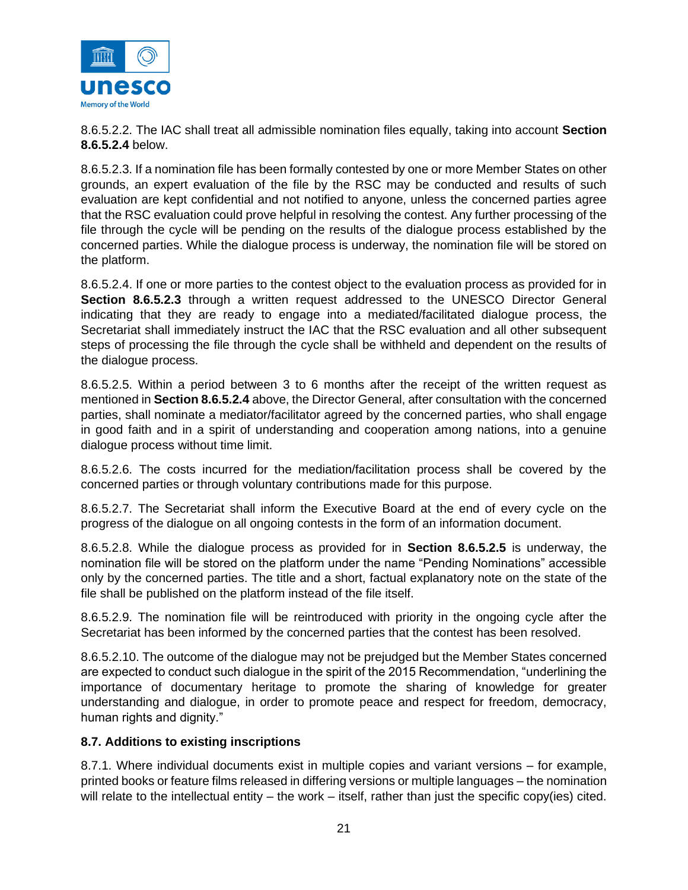8.6.5.2.2. The IAC shall treat all admissible nomination files equally, taking into account **Section 8.6.5.2.4** below.

8.6.5.2.3. If a nomination file has been formally contested by one or more Member States on other grounds, an expert evaluation of the file by the RSC may be conducted and results of such evaluation are kept confidential and not notified to anyone, unless the concerned parties agree that the RSC evaluation could prove helpful in resolving the contest. Any further processing of the file through the cycle will be pending on the results of the dialogue process established by the concerned parties. While the dialogue process is underway, the nomination file will be stored on the platform.

8.6.5.2.4. If one or more parties to the contest object to the evaluation process as provided for in **Section 8.6.5.2.3** through a written request addressed to the UNESCO Director General indicating that they are ready to engage into a mediated/facilitated dialogue process, the Secretariat shall immediately instruct the IAC that the RSC evaluation and all other subsequent steps of processing the file through the cycle shall be withheld and dependent on the results of the dialogue process.

8.6.5.2.5. Within a period between 3 to 6 months after the receipt of the written request as mentioned in **Section 8.6.5.2.4** above, the Director General, after consultation with the concerned parties, shall nominate a mediator/facilitator agreed by the concerned parties, who shall engage in good faith and in a spirit of understanding and cooperation among nations, into a genuine dialogue process without time limit.

8.6.5.2.6. The costs incurred for the mediation/facilitation process shall be covered by the concerned parties or through voluntary contributions made for this purpose.

8.6.5.2.7. The Secretariat shall inform the Executive Board at the end of every cycle on the progress of the dialogue on all ongoing contests in the form of an information document.

8.6.5.2.8. While the dialogue process as provided for in **Section 8.6.5.2.5** is underway, the nomination file will be stored on the platform under the name "Pending Nominations" accessible only by the concerned parties. The title and a short, factual explanatory note on the state of the file shall be published on the platform instead of the file itself.

8.6.5.2.9. The nomination file will be reintroduced with priority in the ongoing cycle after the Secretariat has been informed by the concerned parties that the contest has been resolved.

8.6.5.2.10. The outcome of the dialogue may not be prejudged but the Member States concerned are expected to conduct such dialogue in the spirit of the 2015 Recommendation, "underlining the importance of documentary heritage to promote the sharing of knowledge for greater understanding and dialogue, in order to promote peace and respect for freedom, democracy, human rights and dignity."

**8.7. Additions to existing inscriptions**

8.7.1. Where individual documents exist in multiple copies and variant versions – for example, printed books or feature films released in differing versions or multiple languages – the nomination will relate to the intellectual entity – the work – itself, rather than just the specific copy(ies) cited.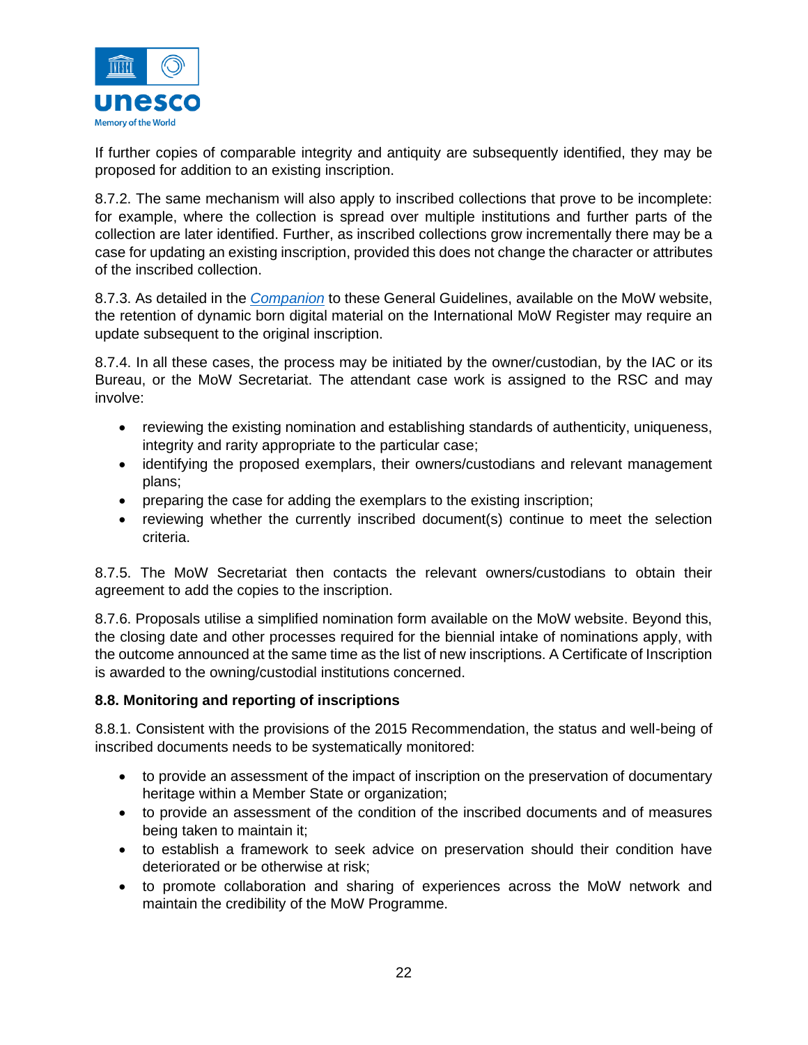If further copies of comparable integrity and antiquity are subsequently identified, they may be proposed for addition to an existing inscription.

8.7.2. The same mechanism will also apply to inscribed collections that prove to be incomplete: for example, where the collection is spread over multiple institutions and further parts of the collection are later identified. Further, as inscribed collections grow incrementally there may be a case for updating an existing inscription, provided this does not change the character or attributes of the inscribed collection.

8.7.3. As detailed in the *Companion* to these General Guidelines, available on the MoW website, the retention of dynamic born digital material on the International MoW Register may require an update subsequent to the original inscription.

8.7.4. In all these cases, the process may be initiated by the owner/custodian, by the IAC or its Bureau, or the MoW Secretariat. The attendant case work is assigned to the RSC and may involve:

- reviewing the existing nomination and establishing standards of authenticity, uniqueness, integrity and rarity appropriate to the particular case;
- identifying the proposed exemplars, their owners/custodians and relevant management plans;
- preparing the case for adding the exemplars to the existing inscription;
- reviewing whether the currently inscribed document(s) continue to meet the selection criteria.

8.7.5. The MoW Secretariat then contacts the relevant owners/custodians to obtain their agreement to add the copies to the inscription.

8.7.6. Proposals utilise a simplified nomination form available on the MoW website. Beyond this, the closing date and other processes required for the biennial intake of nominations apply, with the outcome announced at the same time as the list of new inscriptions. A Certificate of Inscription is awarded to the owning/custodial institutions concerned.

**8.8. Monitoring and reporting of inscriptions**

8.8.1. Consistent with the provisions of the 2015 Recommendation, the status and well-being of inscribed documents needs to be systematically monitored:

- to provide an assessment of the impact of inscription on the preservation of documentary heritage within a Member State or organization;
- to provide an assessment of the condition of the inscribed documents and of measures being taken to maintain it;
- to establish a framework to seek advice on preservation should their condition have deteriorated or be otherwise at risk;
- to promote collaboration and sharing of experiences across the MoW network and maintain the credibility of the MoW Programme.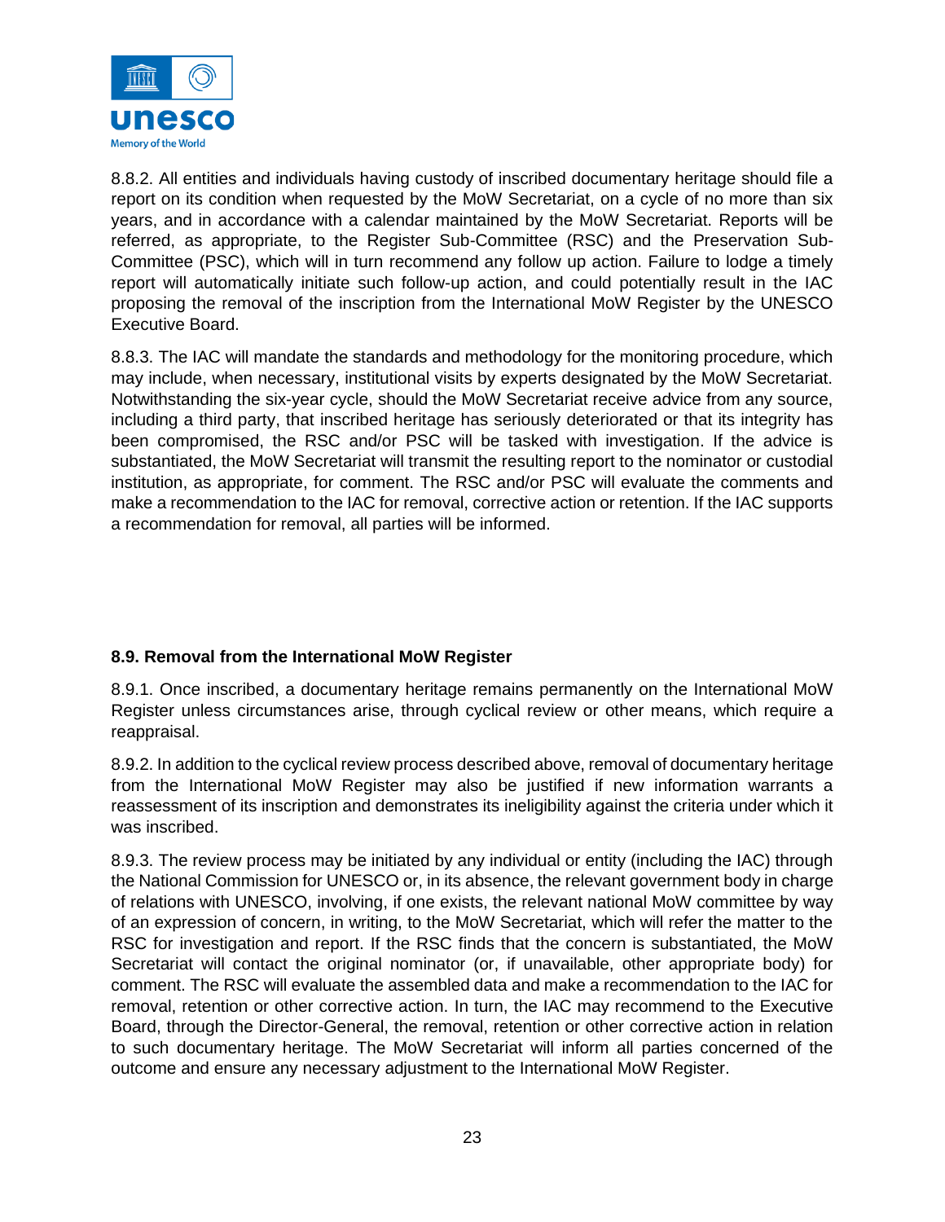8.8.2. All entities and individuals having custody of inscribed documentary heritage should file a report on its condition when requested by the MoW Secretariat, on a cycle of no more than six years, and in accordance with a calendar maintained by the MoW Secretariat. Reports will be referred, as appropriate, to the Register Sub-Committee (RSC) and the Preservation Sub-Committee (PSC), which will in turn recommend any follow up action. Failure to lodge a timely report will automatically initiate such follow-up action, and could potentially result in the IAC proposing the removal of the inscription from the International MoW Register by the UNESCO Executive Board.

8.8.3. The IAC will mandate the standards and methodology for the monitoring procedure, which may include, when necessary, institutional visits by experts designated by the MoW Secretariat. Notwithstanding the six-year cycle, should the MoW Secretariat receive advice from any source, including a third party, that inscribed heritage has seriously deteriorated or that its integrity has been compromised, the RSC and/or PSC will be tasked with investigation. If the advice is substantiated, the MoW Secretariat will transmit the resulting report to the nominator or custodial institution, as appropriate, for comment. The RSC and/or PSC will evaluate the comments and make a recommendation to the IAC for removal, corrective action or retention. If the IAC supports a recommendation for removal, all parties will be informed.

### 8.9. Removal from the International MoW Register

8.9.1. Once inscribed, a documentary heritage remains permanently on the International MoW Register unless circumstances arise, through cyclical review or other means, which require a reappraisal.

8.9.2. In addition to the cyclical review process described above, removal of documentary heritage from the International MoW Register may also be justified if new information warrants a reassessment of its inscription and demonstrates its ineligibility against the criteria under which it was inscribed.

8.9.3. The review process may be initiated by any individual or entity (including the IAC) through the National Commission for UNESCO or, in its absence, the relevant government body in charge of relations with UNESCO, involving, if one exists, the relevant national MoW committee by way of an expression of concern, in writing, to the MoW Secretariat, which will refer the matter to the RSC for investigation and report. If the RSC finds that the concern is substantiated, the MoW Secretariat will contact the original nominator (or, if unavailable, other appropriate body) for comment. The RSC will evaluate the assembled data and make a recommendation to the IAC for removal, retention or other corrective action. In turn, the IAC may recommend to the Executive Board, through the Director-General, the removal, retention or other corrective action in relation to such documentary heritage. The MoW Secretariat will inform all parties concerned of the outcome and ensure any necessary adjustment to the International MoW Register.